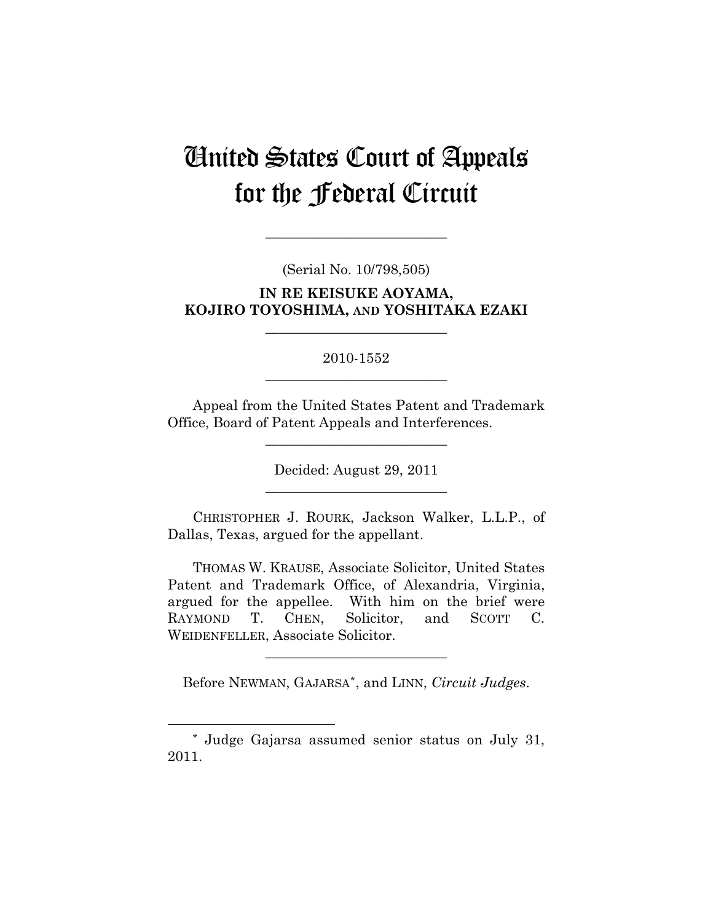# United States Court of Appeals for the Federal Circuit

---

(Serial No. 10/798,505)

**IN RE KEISUKE AOYAMA, KOJIRO TOYOSHIMA, AND YOSHITAKA EZAKI**

---

2010-1552

---

Appeal from the United States Patent and Trademark Office, Board of Patent Appeals and Interferences.

---

Decided: August 29, 2011

---

CHRISTOPHER J. ROURK, Jackson Walker, L.L.P., of Dallas, Texas, argued for the appellant.

THOMAS W. KRAUSE, Associate Solicitor, United States Patent and Trademark Office, of Alexandria, Virginia, argued for the appellee. With him on the brief were RAYMOND T. CHEN, Solicitor, and SCOTT C. WEIDENFELLER, Associate Solicitor.

---

Before NEWMAN, GAJARSA*, and LINN, *Circuit Judges*.

---

* Judge Gajarsa assumed senior status on July 31, 2011.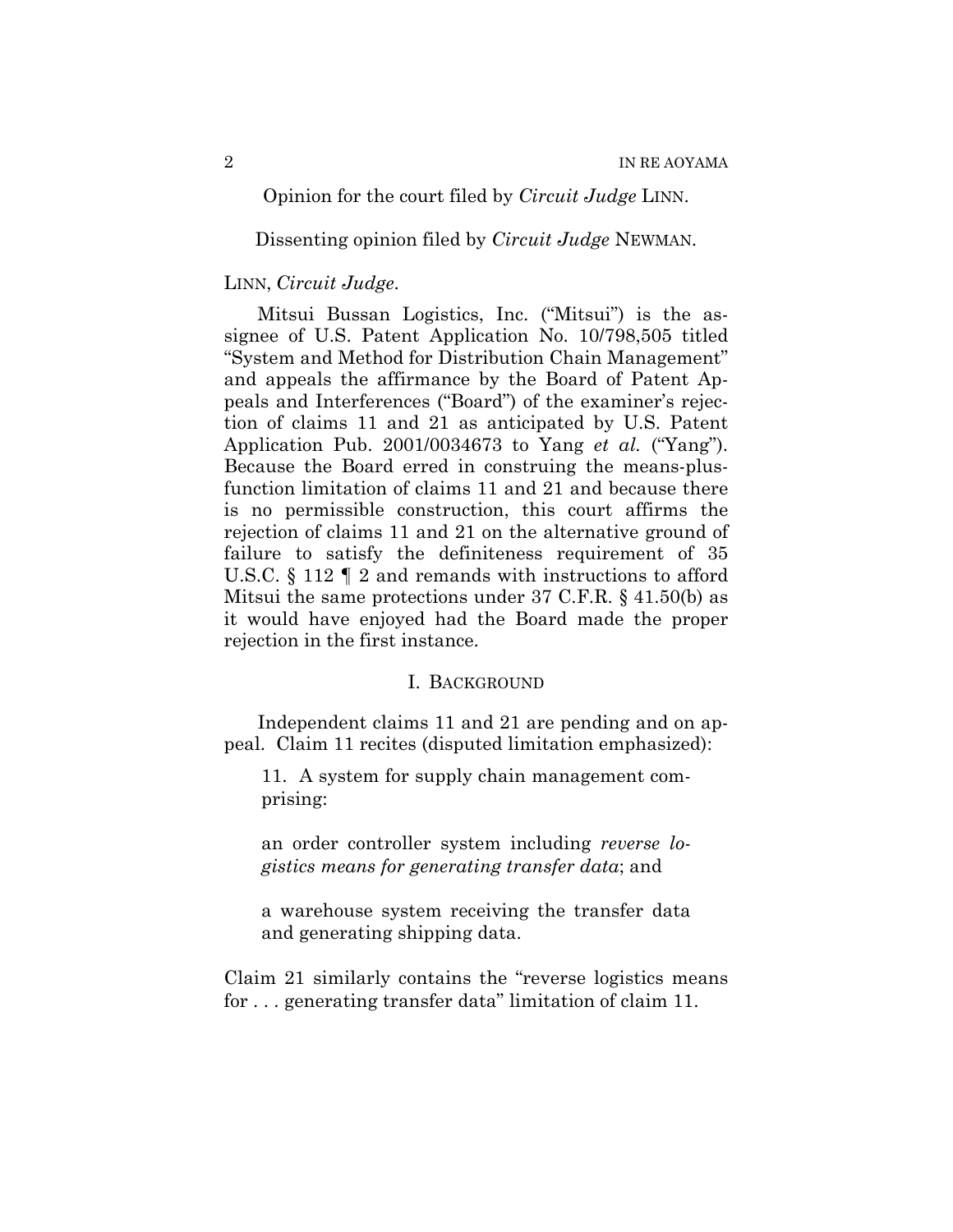Opinion for the court filed by *Circuit Judge* LINN.

Dissenting opinion filed by *Circuit Judge* NEWMAN.

LINN, *Circuit Judge*.

Mitsui Bussan Logistics, Inc. ("Mitsui") is the assignee of U.S. Patent Application No. 10/798,505 titled "System and Method for Distribution Chain Management" and appeals the affirmance by the Board of Patent Appeals and Interferences ("Board") of the examiner's rejection of claims 11 and 21 as anticipated by U.S. Patent Application Pub. 2001/0034673 to Yang *et al.* ("Yang"). Because the Board erred in construing the means-plus-function limitation of claims 11 and 21 and because there is no permissible construction, this court affirms the rejection of claims 11 and 21 on the alternative ground of failure to satisfy the definiteness requirement of 35 U.S.C. § 112 ¶ 2 and remands with instructions to afford Mitsui the same protections under 37 C.F.R. § 41.50(b) as it would have enjoyed had the Board made the proper rejection in the first instance.

## I. BACKGROUND

Independent claims 11 and 21 are pending and on appeal. Claim 11 recites (disputed limitation emphasized):

> 11. A system for supply chain management comprising:
>
> an order controller system including *reverse logistics means for generating transfer data*; and
>
> a warehouse system receiving the transfer data and generating shipping data.

Claim 21 similarly contains the "reverse logistics means for . . . generating transfer data" limitation of claim 11.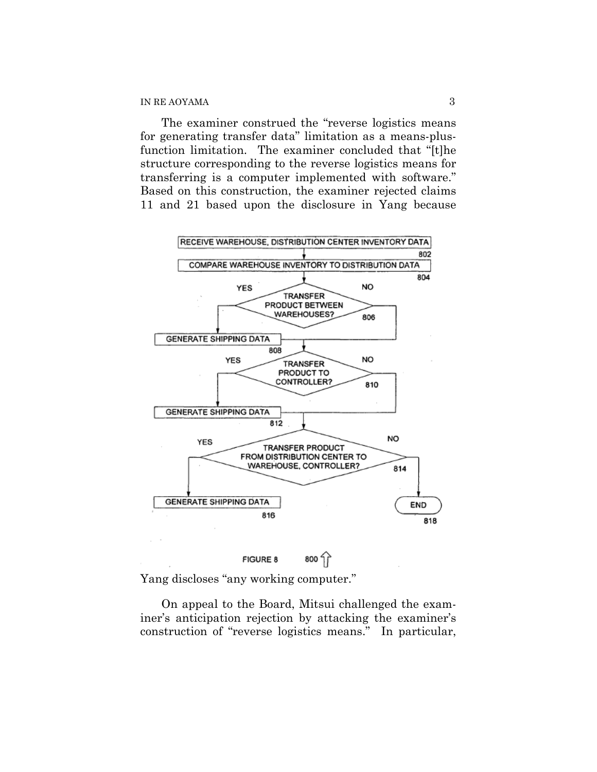The examiner construed the "reverse logistics means for generating transfer data" limitation as a means-plus-function limitation. The examiner concluded that "[t]he structure corresponding to the reverse logistics means for transferring is a computer implemented with software." Based on this construction, the examiner rejected claims 11 and 21 based upon the disclosure in Yang because

RECEIVE WAREHOUSE, DISTRIBUTION CENTER INVENTORY DATA (802)

COMPARE WAREHOUSE INVENTORY TO DISTRIBUTION DATA (804)

TRANSFER PRODUCT BETWEEN WAREHOUSES? (806) — YES: GENERATE SHIPPING DATA (808); NO

TRANSFER PRODUCT TO CONTROLLER? (810) — YES: GENERATE SHIPPING DATA (812); NO

TRANSFER PRODUCT FROM DISTRIBUTION CENTER TO WAREHOUSE, CONTROLLER? (814) — YES: GENERATE SHIPPING DATA (816); NO: END (818)

FIGURE 8 800

Yang discloses "any working computer."

On appeal to the Board, Mitsui challenged the examiner's anticipation rejection by attacking the examiner's construction of "reverse logistics means." In particular,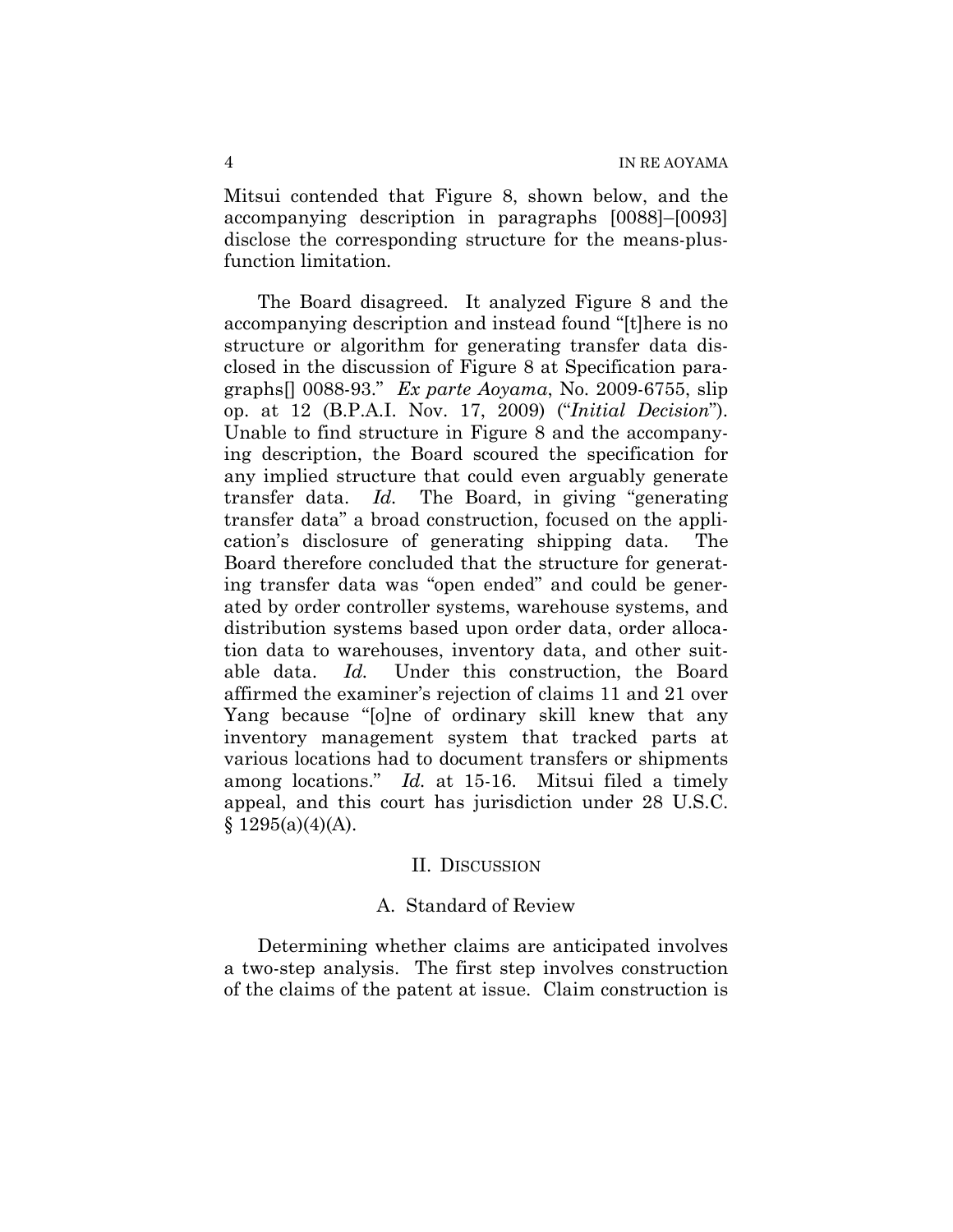Mitsui contended that Figure 8, shown below, and the accompanying description in paragraphs [0088]–[0093] disclose the corresponding structure for the means-plus-function limitation.

The Board disagreed. It analyzed Figure 8 and the accompanying description and instead found "[t]here is no structure or algorithm for generating transfer data disclosed in the discussion of Figure 8 at Specification paragraphs[] 0088-93." *Ex parte Aoyama*, No. 2009-6755, slip op. at 12 (B.P.A.I. Nov. 17, 2009) ("*Initial Decision*"). Unable to find structure in Figure 8 and the accompanying description, the Board scoured the specification for any implied structure that could even arguably generate transfer data. *Id.* The Board, in giving "generating transfer data" a broad construction, focused on the application's disclosure of generating shipping data. The Board therefore concluded that the structure for generating transfer data was "open ended" and could be generated by order controller systems, warehouse systems, and distribution systems based upon order data, order allocation data to warehouses, inventory data, and other suitable data. *Id.* Under this construction, the Board affirmed the examiner's rejection of claims 11 and 21 over Yang because "[o]ne of ordinary skill knew that any inventory management system that tracked parts at various locations had to document transfers or shipments among locations." *Id.* at 15-16. Mitsui filed a timely appeal, and this court has jurisdiction under 28 U.S.C. § 1295(a)(4)(A).

## II. Discussion

### A. Standard of Review

Determining whether claims are anticipated involves a two-step analysis. The first step involves construction of the claims of the patent at issue. Claim construction is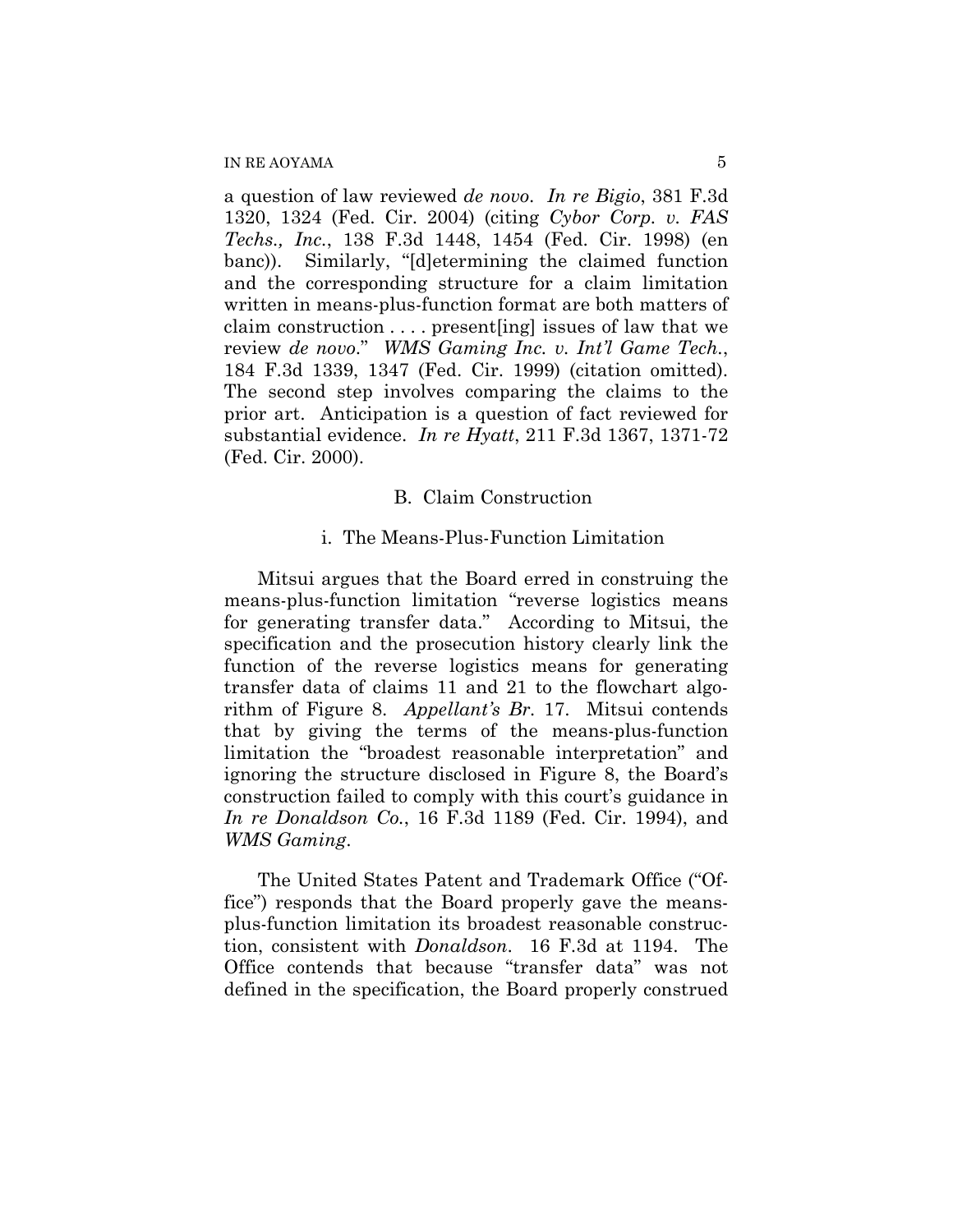a question of law reviewed *de novo*. *In re Bigio*, 381 F.3d 1320, 1324 (Fed. Cir. 2004) (citing *Cybor Corp. v. FAS Techs., Inc.*, 138 F.3d 1448, 1454 (Fed. Cir. 1998) (en banc)). Similarly, "[d]etermining the claimed function and the corresponding structure for a claim limitation written in means-plus-function format are both matters of claim construction . . . . present[ing] issues of law that we review *de novo*." *WMS Gaming Inc. v. Int'l Game Tech.*, 184 F.3d 1339, 1347 (Fed. Cir. 1999) (citation omitted). The second step involves comparing the claims to the prior art. Anticipation is a question of fact reviewed for substantial evidence. *In re Hyatt*, 211 F.3d 1367, 1371-72 (Fed. Cir. 2000).

### B. Claim Construction

#### i. The Means-Plus-Function Limitation

Mitsui argues that the Board erred in construing the means-plus-function limitation "reverse logistics means for generating transfer data." According to Mitsui, the specification and the prosecution history clearly link the function of the reverse logistics means for generating transfer data of claims 11 and 21 to the flowchart algorithm of Figure 8. *Appellant's Br.* 17. Mitsui contends that by giving the terms of the means-plus-function limitation the "broadest reasonable interpretation" and ignoring the structure disclosed in Figure 8, the Board's construction failed to comply with this court's guidance in *In re Donaldson Co.*, 16 F.3d 1189 (Fed. Cir. 1994), and *WMS Gaming*.

The United States Patent and Trademark Office ("Office") responds that the Board properly gave the means-plus-function limitation its broadest reasonable construction, consistent with *Donaldson*. 16 F.3d at 1194. The Office contends that because "transfer data" was not defined in the specification, the Board properly construed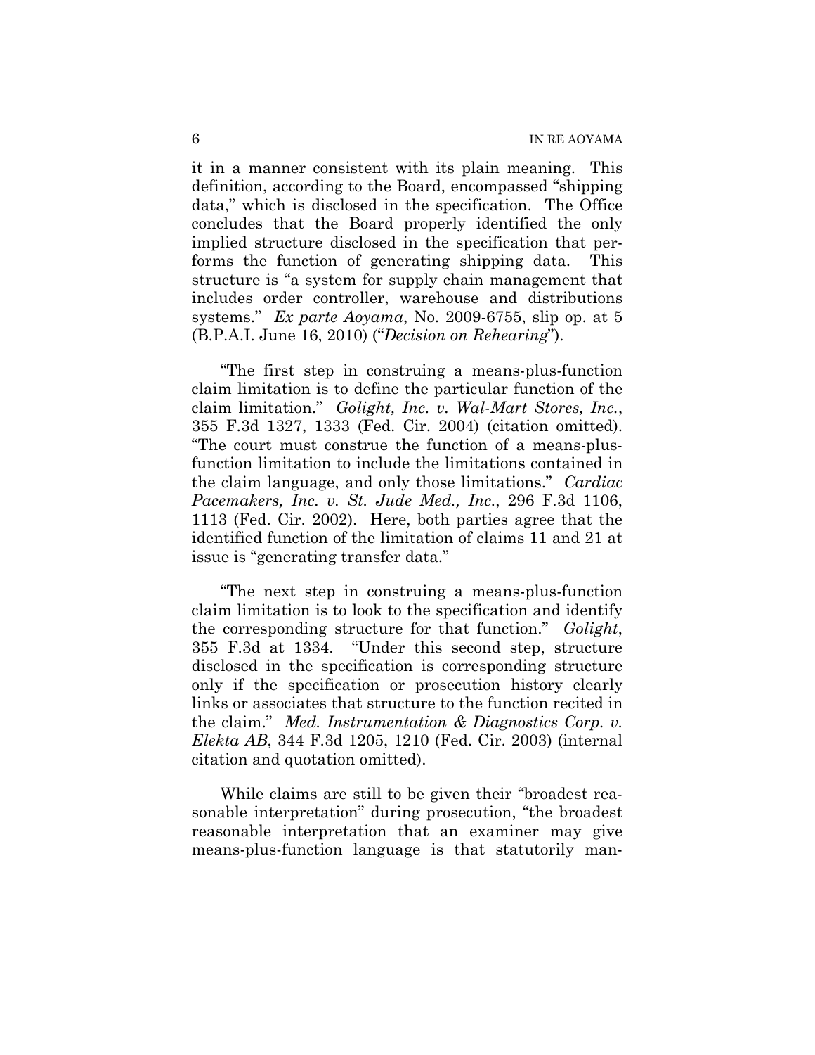it in a manner consistent with its plain meaning. This definition, according to the Board, encompassed "shipping data," which is disclosed in the specification. The Office concludes that the Board properly identified the only implied structure disclosed in the specification that performs the function of generating shipping data. This structure is "a system for supply chain management that includes order controller, warehouse and distributions systems." *Ex parte Aoyama*, No. 2009-6755, slip op. at 5 (B.P.A.I. June 16, 2010) ("*Decision on Rehearing*").

"The first step in construing a means-plus-function claim limitation is to define the particular function of the claim limitation." *Golight, Inc. v. Wal-Mart Stores, Inc.*, 355 F.3d 1327, 1333 (Fed. Cir. 2004) (citation omitted). "The court must construe the function of a means-plus-function limitation to include the limitations contained in the claim language, and only those limitations." *Cardiac Pacemakers, Inc. v. St. Jude Med., Inc.*, 296 F.3d 1106, 1113 (Fed. Cir. 2002). Here, both parties agree that the identified function of the limitation of claims 11 and 21 at issue is "generating transfer data."

"The next step in construing a means-plus-function claim limitation is to look to the specification and identify the corresponding structure for that function." *Golight*, 355 F.3d at 1334. "Under this second step, structure disclosed in the specification is corresponding structure only if the specification or prosecution history clearly links or associates that structure to the function recited in the claim." *Med. Instrumentation & Diagnostics Corp. v. Elekta AB*, 344 F.3d 1205, 1210 (Fed. Cir. 2003) (internal citation and quotation omitted).

While claims are still to be given their "broadest reasonable interpretation" during prosecution, "the broadest reasonable interpretation that an examiner may give means-plus-function language is that statutorily man-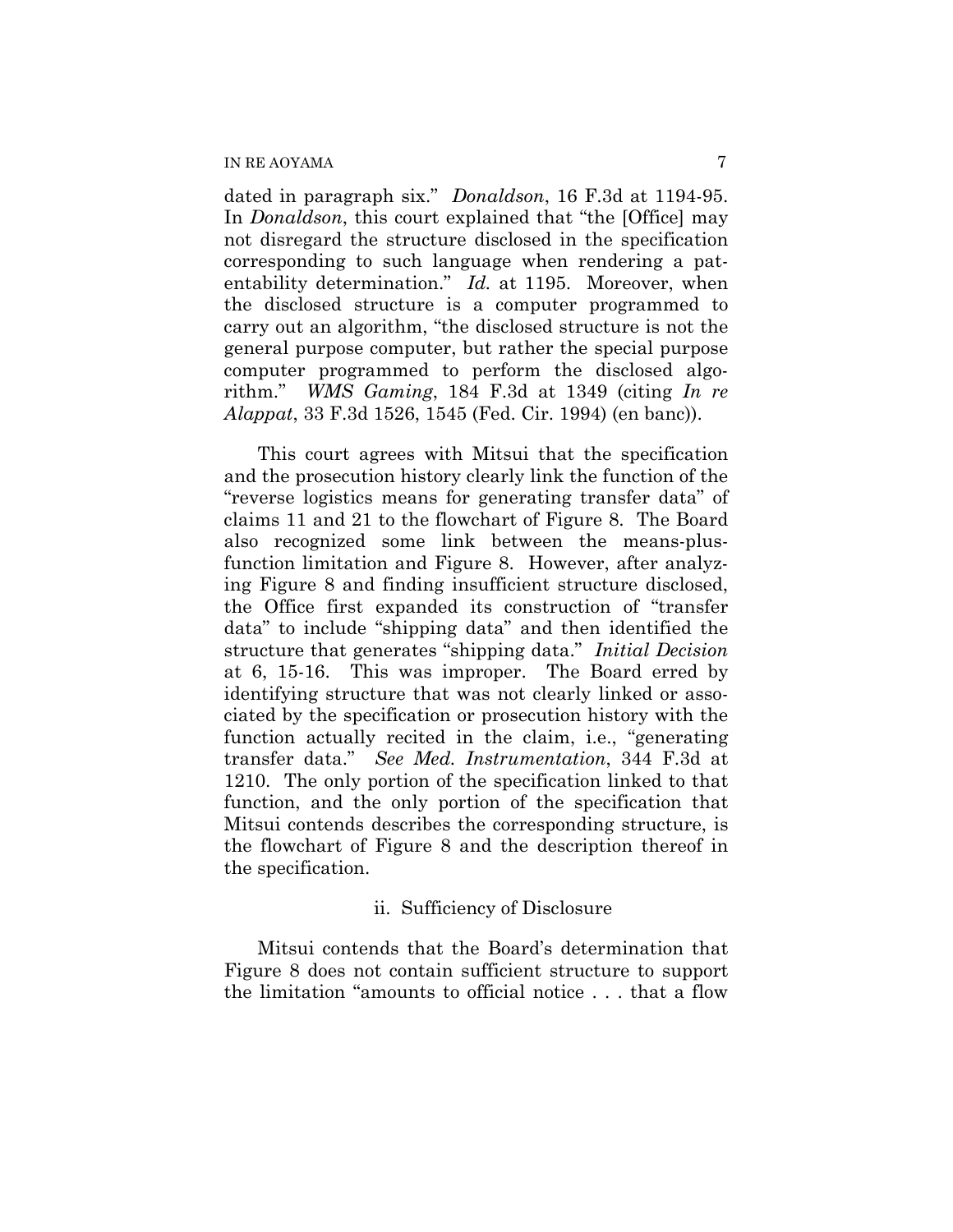dated in paragraph six." *Donaldson*, 16 F.3d at 1194-95. In *Donaldson*, this court explained that "the [Office] may not disregard the structure disclosed in the specification corresponding to such language when rendering a patentability determination." *Id.* at 1195. Moreover, when the disclosed structure is a computer programmed to carry out an algorithm, "the disclosed structure is not the general purpose computer, but rather the special purpose computer programmed to perform the disclosed algorithm." *WMS Gaming*, 184 F.3d at 1349 (citing *In re Alappat*, 33 F.3d 1526, 1545 (Fed. Cir. 1994) (en banc)).

This court agrees with Mitsui that the specification and the prosecution history clearly link the function of the "reverse logistics means for generating transfer data" of claims 11 and 21 to the flowchart of Figure 8. The Board also recognized some link between the means-plus-function limitation and Figure 8. However, after analyzing Figure 8 and finding insufficient structure disclosed, the Office first expanded its construction of "transfer data" to include "shipping data" and then identified the structure that generates "shipping data." *Initial Decision* at 6, 15-16. This was improper. The Board erred by identifying structure that was not clearly linked or associated by the specification or prosecution history with the function actually recited in the claim, i.e., "generating transfer data." *See Med. Instrumentation*, 344 F.3d at 1210. The only portion of the specification linked to that function, and the only portion of the specification that Mitsui contends describes the corresponding structure, is the flowchart of Figure 8 and the description thereof in the specification.

ii. Sufficiency of Disclosure

Mitsui contends that the Board's determination that Figure 8 does not contain sufficient structure to support the limitation "amounts to official notice . . . that a flow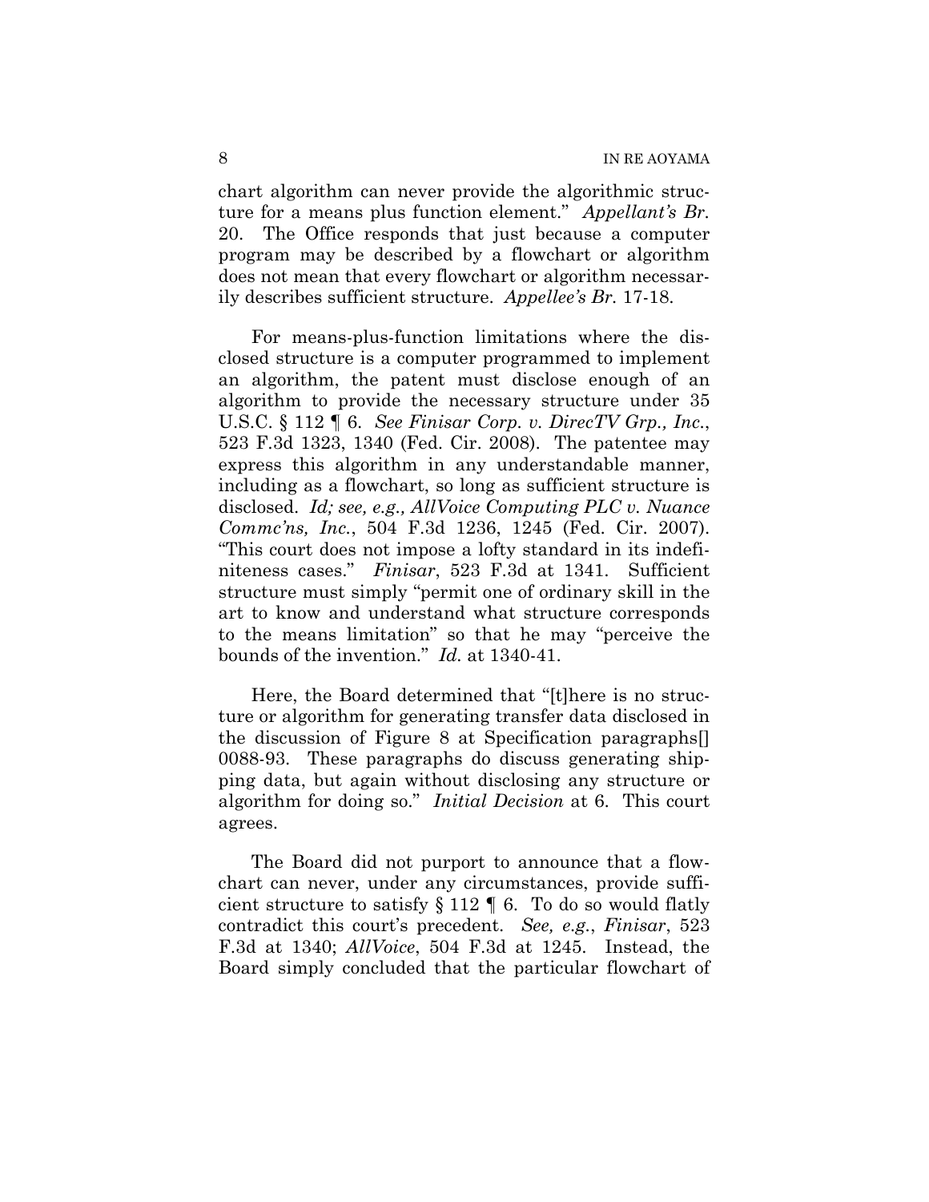chart algorithm can never provide the algorithmic structure for a means plus function element." *Appellant's Br.* 20. The Office responds that just because a computer program may be described by a flowchart or algorithm does not mean that every flowchart or algorithm necessarily describes sufficient structure. *Appellee's Br.* 17-18.

For means-plus-function limitations where the disclosed structure is a computer programmed to implement an algorithm, the patent must disclose enough of an algorithm to provide the necessary structure under 35 U.S.C. § 112 ¶ 6. *See Finisar Corp. v. DirecTV Grp., Inc.*, 523 F.3d 1323, 1340 (Fed. Cir. 2008). The patentee may express this algorithm in any understandable manner, including as a flowchart, so long as sufficient structure is disclosed. *Id; see, e.g., AllVoice Computing PLC v. Nuance Commc'ns, Inc.*, 504 F.3d 1236, 1245 (Fed. Cir. 2007). "This court does not impose a lofty standard in its indefiniteness cases." *Finisar*, 523 F.3d at 1341. Sufficient structure must simply "permit one of ordinary skill in the art to know and understand what structure corresponds to the means limitation" so that he may "perceive the bounds of the invention." *Id.* at 1340-41.

Here, the Board determined that "[t]here is no structure or algorithm for generating transfer data disclosed in the discussion of Figure 8 at Specification paragraphs[] 0088-93. These paragraphs do discuss generating shipping data, but again without disclosing any structure or algorithm for doing so." *Initial Decision* at 6. This court agrees.

The Board did not purport to announce that a flowchart can never, under any circumstances, provide sufficient structure to satisfy § 112 ¶ 6. To do so would flatly contradict this court's precedent. *See, e.g.*, *Finisar*, 523 F.3d at 1340; *AllVoice*, 504 F.3d at 1245. Instead, the Board simply concluded that the particular flowchart of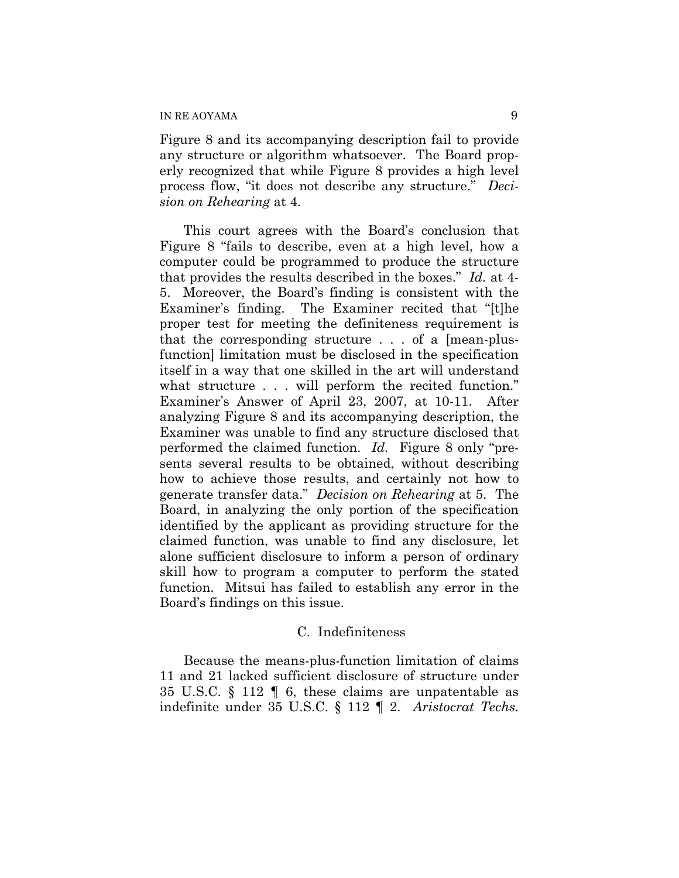Figure 8 and its accompanying description fail to provide any structure or algorithm whatsoever. The Board properly recognized that while Figure 8 provides a high level process flow, "it does not describe any structure." *Decision on Rehearing* at 4.

This court agrees with the Board's conclusion that Figure 8 "fails to describe, even at a high level, how a computer could be programmed to produce the structure that provides the results described in the boxes." *Id.* at 4-5. Moreover, the Board's finding is consistent with the Examiner's finding. The Examiner recited that "[t]he proper test for meeting the definiteness requirement is that the corresponding structure . . . of a [mean-plus-function] limitation must be disclosed in the specification itself in a way that one skilled in the art will understand what structure . . . will perform the recited function." Examiner's Answer of April 23, 2007, at 10-11. After analyzing Figure 8 and its accompanying description, the Examiner was unable to find any structure disclosed that performed the claimed function. *Id.* Figure 8 only "presents several results to be obtained, without describing how to achieve those results, and certainly not how to generate transfer data." *Decision on Rehearing* at 5. The Board, in analyzing the only portion of the specification identified by the applicant as providing structure for the claimed function, was unable to find any disclosure, let alone sufficient disclosure to inform a person of ordinary skill how to program a computer to perform the stated function. Mitsui has failed to establish any error in the Board's findings on this issue.

### C. Indefiniteness

Because the means-plus-function limitation of claims 11 and 21 lacked sufficient disclosure of structure under 35 U.S.C. § 112 ¶ 6, these claims are unpatentable as indefinite under 35 U.S.C. § 112 ¶ 2. *Aristocrat Techs.*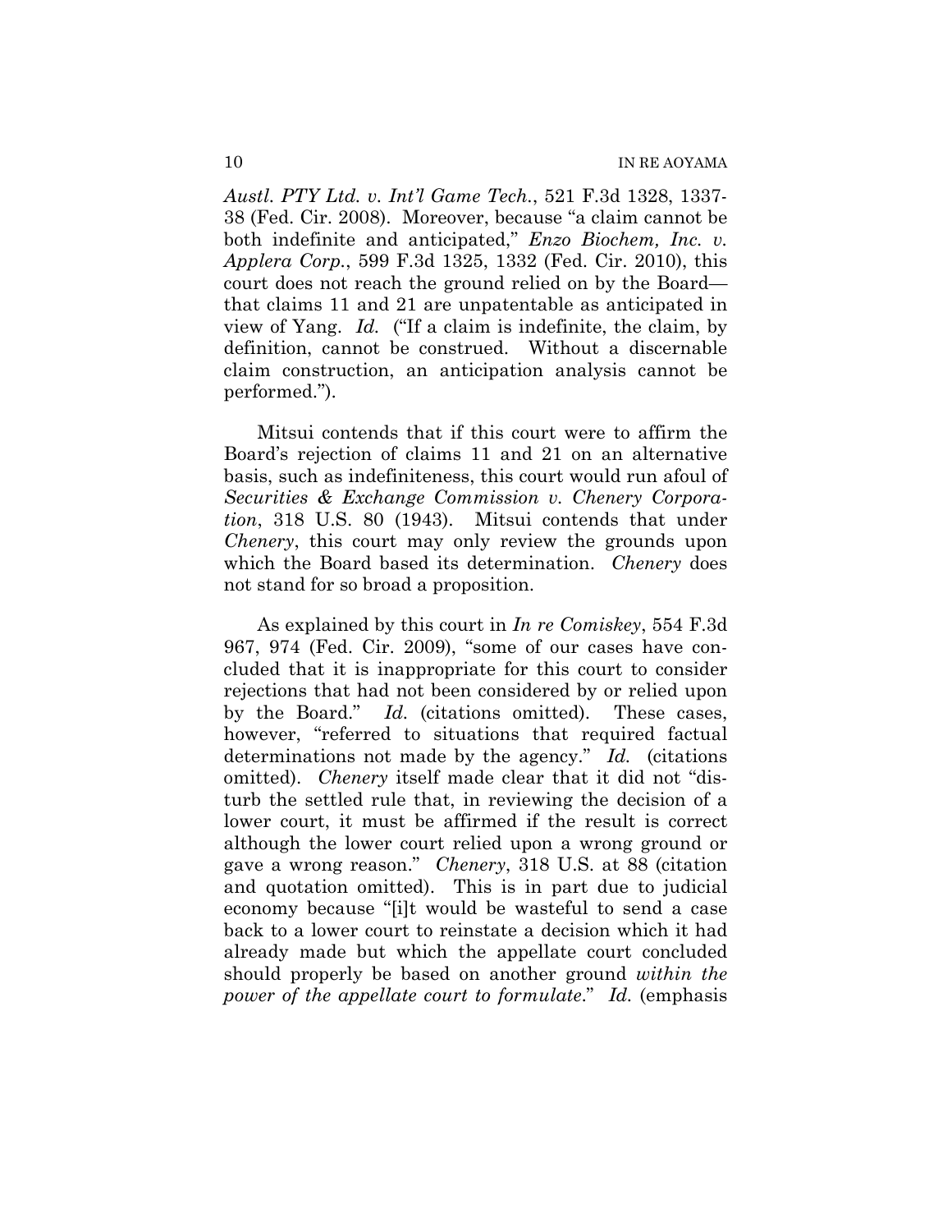*Austl. PTY Ltd. v. Int'l Game Tech.*, 521 F.3d 1328, 1337-38 (Fed. Cir. 2008). Moreover, because "a claim cannot be both indefinite and anticipated," *Enzo Biochem, Inc. v. Applera Corp.*, 599 F.3d 1325, 1332 (Fed. Cir. 2010), this court does not reach the ground relied on by the Board—that claims 11 and 21 are unpatentable as anticipated in view of Yang. *Id.* ("If a claim is indefinite, the claim, by definition, cannot be construed. Without a discernable claim construction, an anticipation analysis cannot be performed.").

Mitsui contends that if this court were to affirm the Board's rejection of claims 11 and 21 on an alternative basis, such as indefiniteness, this court would run afoul of *Securities & Exchange Commission v. Chenery Corporation*, 318 U.S. 80 (1943). Mitsui contends that under *Chenery*, this court may only review the grounds upon which the Board based its determination. *Chenery* does not stand for so broad a proposition.

As explained by this court in *In re Comiskey*, 554 F.3d 967, 974 (Fed. Cir. 2009), "some of our cases have concluded that it is inappropriate for this court to consider rejections that had not been considered by or relied upon by the Board." *Id.* (citations omitted). These cases, however, "referred to situations that required factual determinations not made by the agency." *Id.* (citations omitted). *Chenery* itself made clear that it did not "disturb the settled rule that, in reviewing the decision of a lower court, it must be affirmed if the result is correct although the lower court relied upon a wrong ground or gave a wrong reason." *Chenery*, 318 U.S. at 88 (citation and quotation omitted). This is in part due to judicial economy because "[i]t would be wasteful to send a case back to a lower court to reinstate a decision which it had already made but which the appellate court concluded should properly be based on another ground *within the power of the appellate court to formulate*." *Id.* (emphasis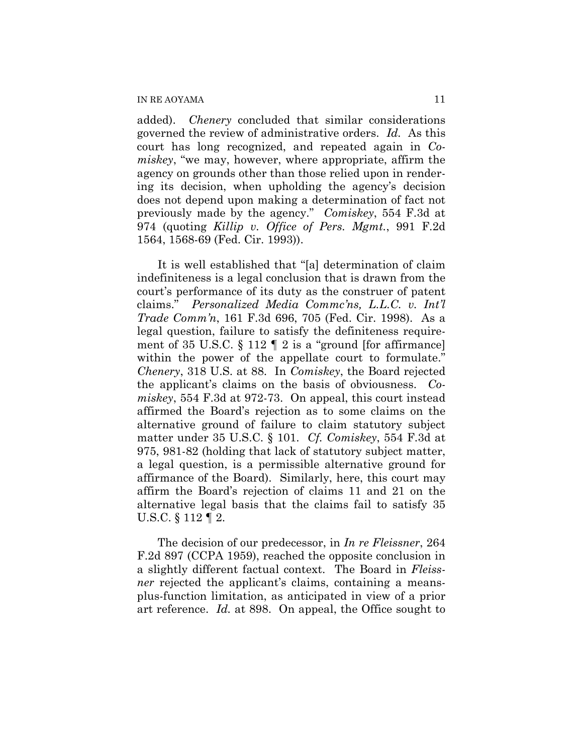added). *Chenery* concluded that similar considerations governed the review of administrative orders. *Id.* As this court has long recognized, and repeated again in *Comiskey*, "we may, however, where appropriate, affirm the agency on grounds other than those relied upon in rendering its decision, when upholding the agency's decision does not depend upon making a determination of fact not previously made by the agency." *Comiskey*, 554 F.3d at 974 (quoting *Killip v. Office of Pers. Mgmt.*, 991 F.2d 1564, 1568-69 (Fed. Cir. 1993)).

It is well established that "[a] determination of claim indefiniteness is a legal conclusion that is drawn from the court's performance of its duty as the construer of patent claims." *Personalized Media Commc'ns, L.L.C. v. Int'l Trade Comm'n*, 161 F.3d 696, 705 (Fed. Cir. 1998). As a legal question, failure to satisfy the definiteness requirement of 35 U.S.C. § 112 ¶ 2 is a "ground [for affirmance] within the power of the appellate court to formulate." *Chenery*, 318 U.S. at 88. In *Comiskey*, the Board rejected the applicant's claims on the basis of obviousness. *Comiskey*, 554 F.3d at 972-73. On appeal, this court instead affirmed the Board's rejection as to some claims on the alternative ground of failure to claim statutory subject matter under 35 U.S.C. § 101. *Cf. Comiskey*, 554 F.3d at 975, 981-82 (holding that lack of statutory subject matter, a legal question, is a permissible alternative ground for affirmance of the Board). Similarly, here, this court may affirm the Board's rejection of claims 11 and 21 on the alternative legal basis that the claims fail to satisfy 35 U.S.C. § 112 ¶ 2.

The decision of our predecessor, in *In re Fleissner*, 264 F.2d 897 (CCPA 1959), reached the opposite conclusion in a slightly different factual context. The Board in *Fleissner* rejected the applicant's claims, containing a means-plus-function limitation, as anticipated in view of a prior art reference. *Id.* at 898. On appeal, the Office sought to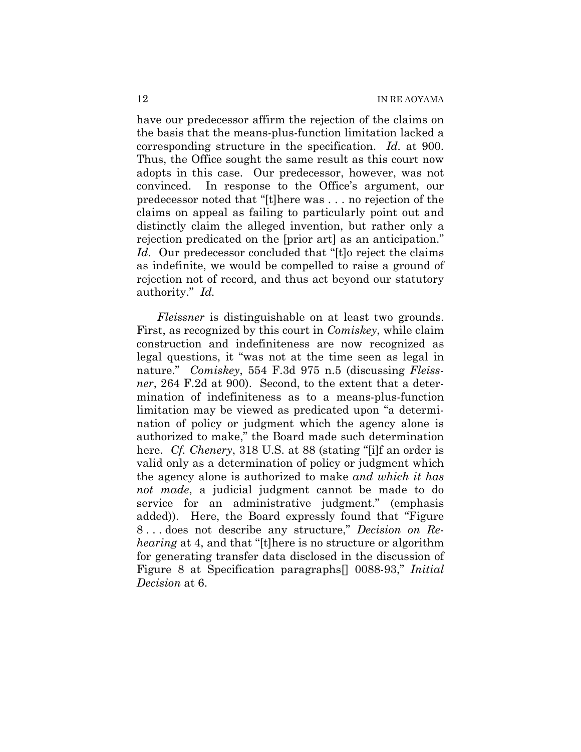have our predecessor affirm the rejection of the claims on the basis that the means-plus-function limitation lacked a corresponding structure in the specification. *Id.* at 900. Thus, the Office sought the same result as this court now adopts in this case. Our predecessor, however, was not convinced. In response to the Office's argument, our predecessor noted that "[t]here was . . . no rejection of the claims on appeal as failing to particularly point out and distinctly claim the alleged invention, but rather only a rejection predicated on the [prior art] as an anticipation." *Id.* Our predecessor concluded that "[t]o reject the claims as indefinite, we would be compelled to raise a ground of rejection not of record, and thus act beyond our statutory authority." *Id.*

*Fleissner* is distinguishable on at least two grounds. First, as recognized by this court in *Comiskey*, while claim construction and indefiniteness are now recognized as legal questions, it "was not at the time seen as legal in nature." *Comiskey*, 554 F.3d 975 n.5 (discussing *Fleissner*, 264 F.2d at 900). Second, to the extent that a determination of indefiniteness as to a means-plus-function limitation may be viewed as predicated upon "a determination of policy or judgment which the agency alone is authorized to make," the Board made such determination here. *Cf. Chenery*, 318 U.S. at 88 (stating "[i]f an order is valid only as a determination of policy or judgment which the agency alone is authorized to make *and which it has not made*, a judicial judgment cannot be made to do service for an administrative judgment." (emphasis added)). Here, the Board expressly found that "Figure 8 . . . does not describe any structure," *Decision on Rehearing* at 4, and that "[t]here is no structure or algorithm for generating transfer data disclosed in the discussion of Figure 8 at Specification paragraphs[] 0088-93," *Initial Decision* at 6.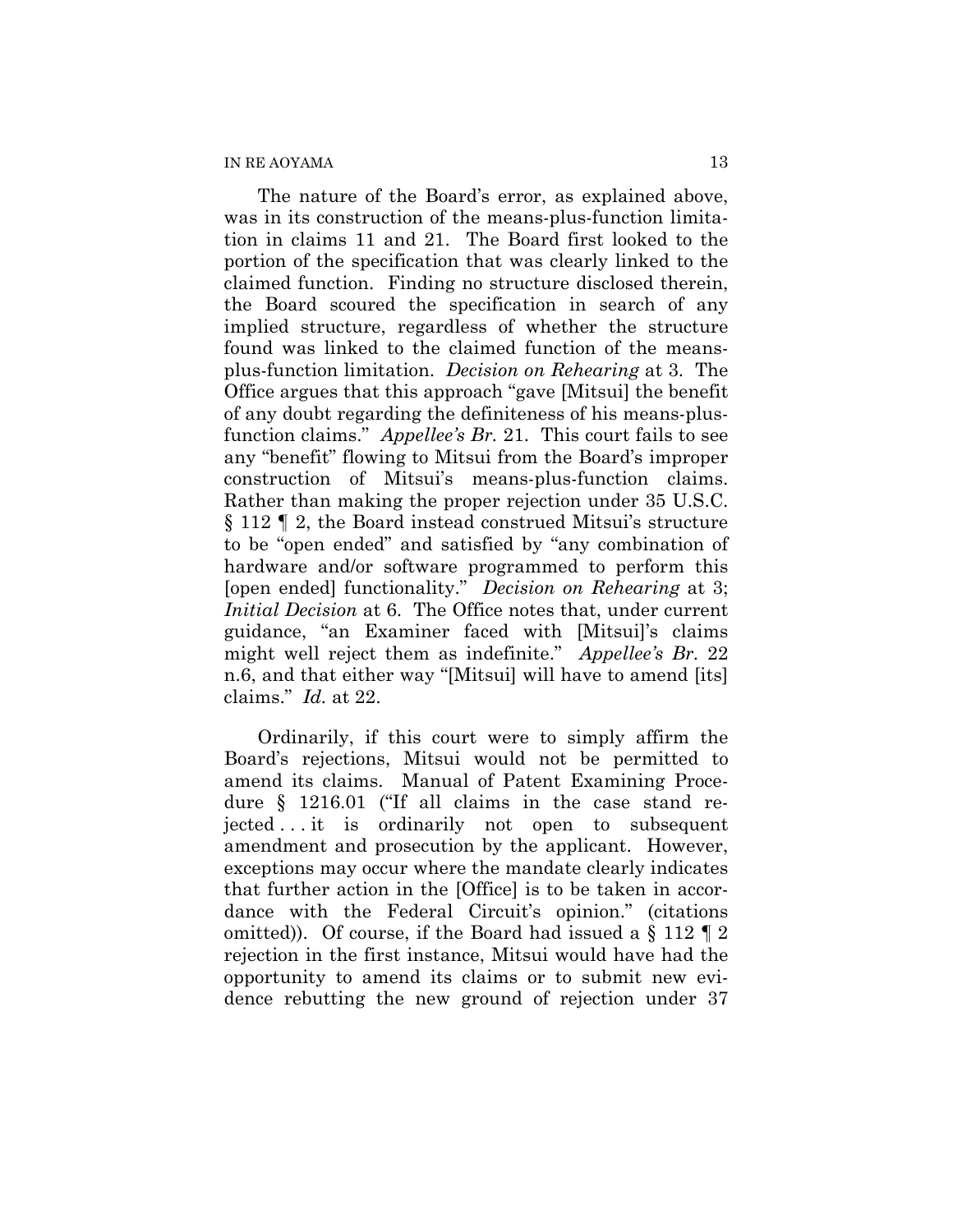The nature of the Board's error, as explained above, was in its construction of the means-plus-function limitation in claims 11 and 21. The Board first looked to the portion of the specification that was clearly linked to the claimed function. Finding no structure disclosed therein, the Board scoured the specification in search of any implied structure, regardless of whether the structure found was linked to the claimed function of the means-plus-function limitation. *Decision on Rehearing* at 3. The Office argues that this approach "gave [Mitsui] the benefit of any doubt regarding the definiteness of his means-plus-function claims." *Appellee's Br.* 21. This court fails to see any "benefit" flowing to Mitsui from the Board's improper construction of Mitsui's means-plus-function claims. Rather than making the proper rejection under 35 U.S.C. § 112 ¶ 2, the Board instead construed Mitsui's structure to be "open ended" and satisfied by "any combination of hardware and/or software programmed to perform this [open ended] functionality." *Decision on Rehearing* at 3; *Initial Decision* at 6. The Office notes that, under current guidance, "an Examiner faced with [Mitsui]'s claims might well reject them as indefinite." *Appellee's Br.* 22 n.6, and that either way "[Mitsui] will have to amend [its] claims." *Id.* at 22.

Ordinarily, if this court were to simply affirm the Board's rejections, Mitsui would not be permitted to amend its claims. Manual of Patent Examining Procedure § 1216.01 ("If all claims in the case stand rejected . . . it is ordinarily not open to subsequent amendment and prosecution by the applicant. However, exceptions may occur where the mandate clearly indicates that further action in the [Office] is to be taken in accordance with the Federal Circuit's opinion." (citations omitted)). Of course, if the Board had issued a § 112 ¶ 2 rejection in the first instance, Mitsui would have had the opportunity to amend its claims or to submit new evidence rebutting the new ground of rejection under 37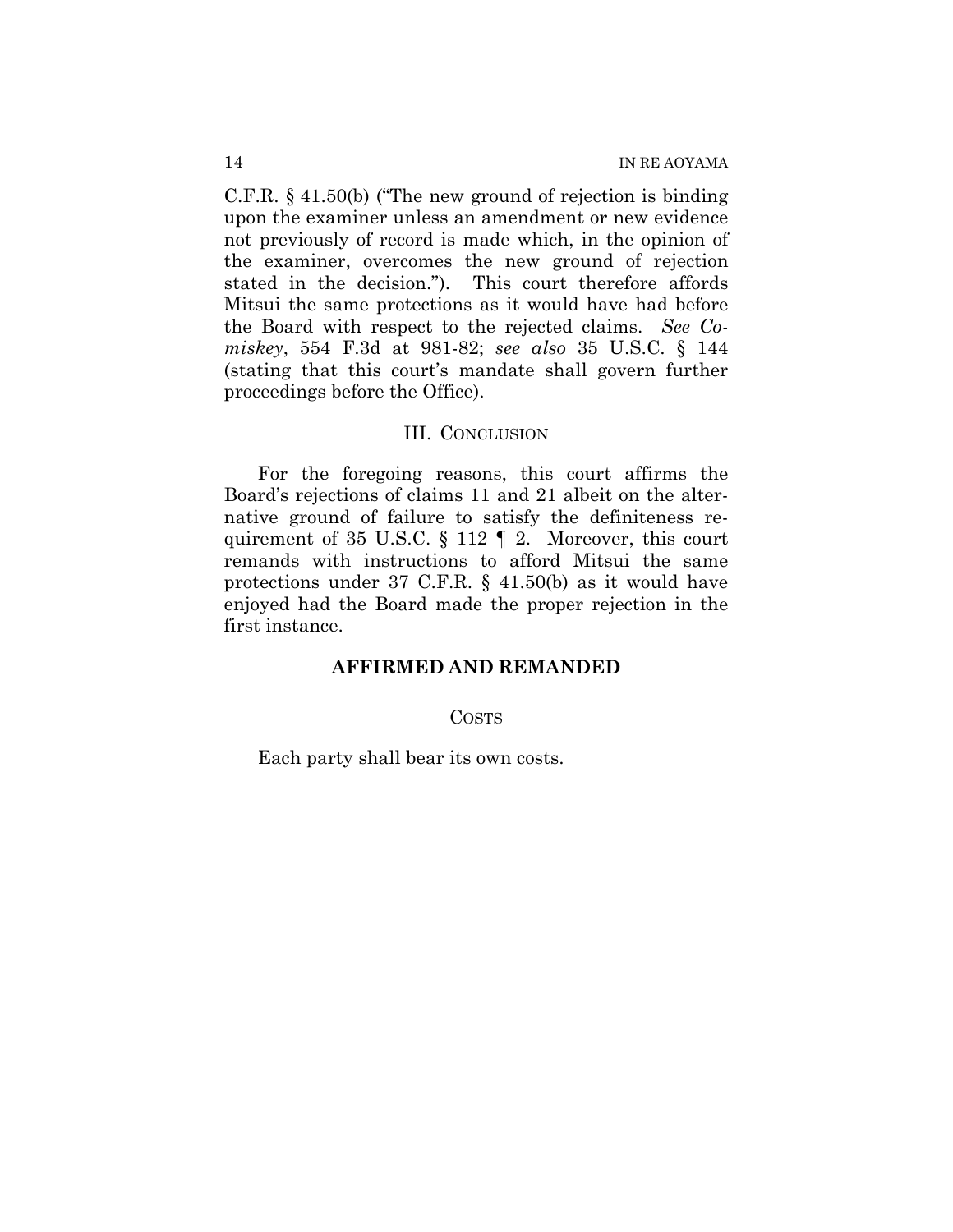C.F.R. § 41.50(b) ("The new ground of rejection is binding upon the examiner unless an amendment or new evidence not previously of record is made which, in the opinion of the examiner, overcomes the new ground of rejection stated in the decision."). This court therefore affords Mitsui the same protections as it would have had before the Board with respect to the rejected claims. *See Comiskey*, 554 F.3d at 981-82; *see also* 35 U.S.C. § 144 (stating that this court's mandate shall govern further proceedings before the Office).

## III. CONCLUSION

For the foregoing reasons, this court affirms the Board's rejections of claims 11 and 21 albeit on the alternative ground of failure to satisfy the definiteness requirement of 35 U.S.C. § 112 ¶ 2. Moreover, this court remands with instructions to afford Mitsui the same protections under 37 C.F.R. § 41.50(b) as it would have enjoyed had the Board made the proper rejection in the first instance.

**AFFIRMED AND REMANDED**

COSTS

Each party shall bear its own costs.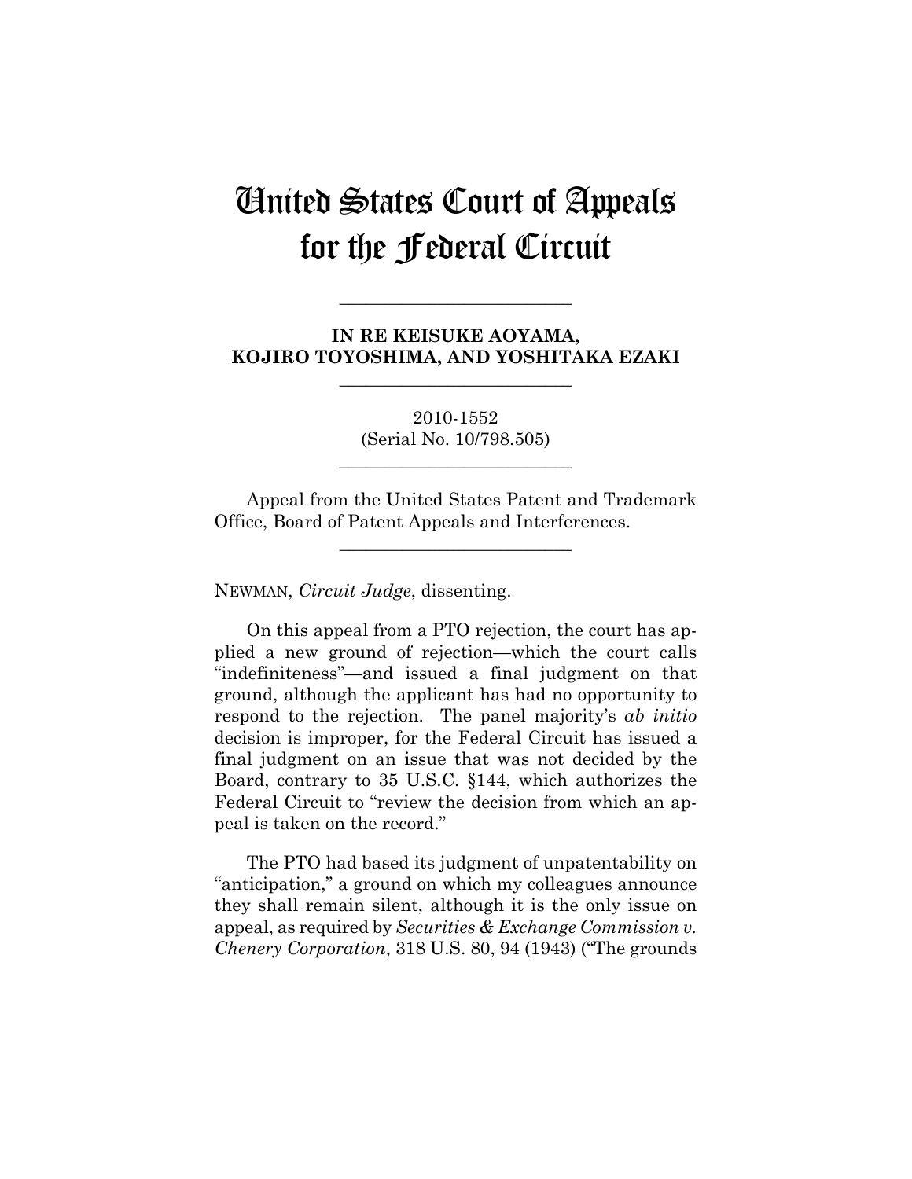# United States Court of Appeals for the Federal Circuit

---

**IN RE KEISUKE AOYAMA, KOJIRO TOYOSHIMA, AND YOSHITAKA EZAKI**

---

2010-1552
(Serial No. 10/798.505)

---

Appeal from the United States Patent and Trademark Office, Board of Patent Appeals and Interferences.

---

NEWMAN, *Circuit Judge*, dissenting.

On this appeal from a PTO rejection, the court has applied a new ground of rejection—which the court calls "indefiniteness"—and issued a final judgment on that ground, although the applicant has had no opportunity to respond to the rejection. The panel majority's *ab initio* decision is improper, for the Federal Circuit has issued a final judgment on an issue that was not decided by the Board, contrary to 35 U.S.C. §144, which authorizes the Federal Circuit to "review the decision from which an appeal is taken on the record."

The PTO had based its judgment of unpatentability on "anticipation," a ground on which my colleagues announce they shall remain silent, although it is the only issue on appeal, as required by *Securities & Exchange Commission v. Chenery Corporation*, 318 U.S. 80, 94 (1943) ("The grounds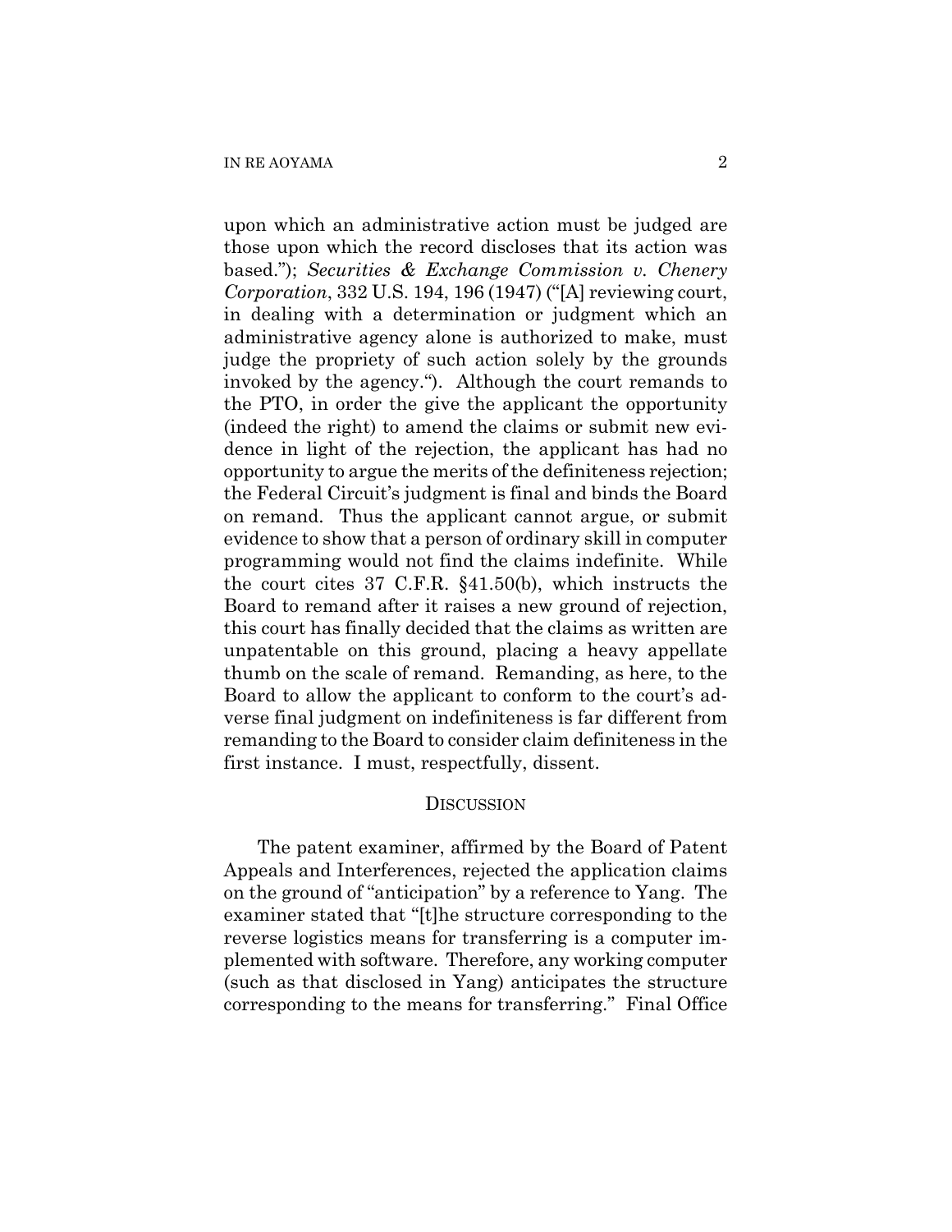upon which an administrative action must be judged are those upon which the record discloses that its action was based."); *Securities & Exchange Commission v. Chenery Corporation*, 332 U.S. 194, 196 (1947) ("[A] reviewing court, in dealing with a determination or judgment which an administrative agency alone is authorized to make, must judge the propriety of such action solely by the grounds invoked by the agency."). Although the court remands to the PTO, in order the give the applicant the opportunity (indeed the right) to amend the claims or submit new evidence in light of the rejection, the applicant has had no opportunity to argue the merits of the definiteness rejection; the Federal Circuit's judgment is final and binds the Board on remand. Thus the applicant cannot argue, or submit evidence to show that a person of ordinary skill in computer programming would not find the claims indefinite. While the court cites 37 C.F.R. §41.50(b), which instructs the Board to remand after it raises a new ground of rejection, this court has finally decided that the claims as written are unpatentable on this ground, placing a heavy appellate thumb on the scale of remand. Remanding, as here, to the Board to allow the applicant to conform to the court's adverse final judgment on indefiniteness is far different from remanding to the Board to consider claim definiteness in the first instance. I must, respectfully, dissent.

## DISCUSSION

The patent examiner, affirmed by the Board of Patent Appeals and Interferences, rejected the application claims on the ground of "anticipation" by a reference to Yang. The examiner stated that "[t]he structure corresponding to the reverse logistics means for transferring is a computer implemented with software. Therefore, any working computer (such as that disclosed in Yang) anticipates the structure corresponding to the means for transferring." Final Office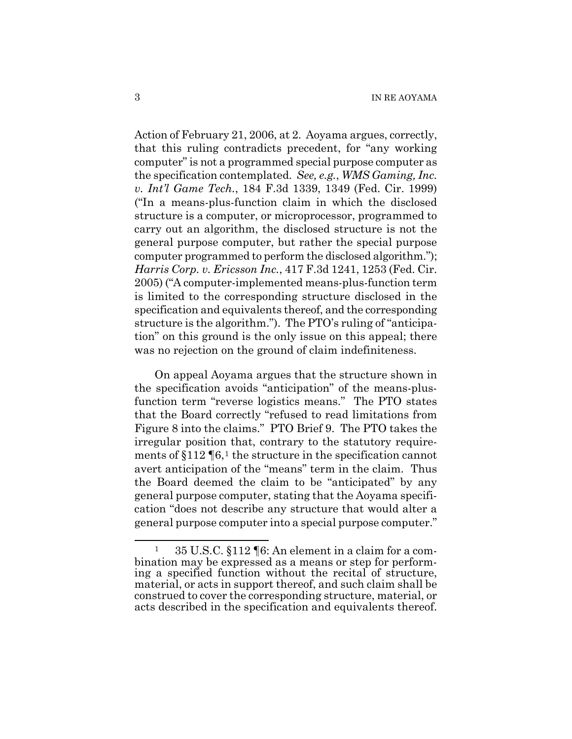Action of February 21, 2006, at 2. Aoyama argues, correctly, that this ruling contradicts precedent, for "any working computer" is not a programmed special purpose computer as the specification contemplated. *See, e.g.*, *WMS Gaming, Inc. v. Int'l Game Tech.*, 184 F.3d 1339, 1349 (Fed. Cir. 1999) ("In a means-plus-function claim in which the disclosed structure is a computer, or microprocessor, programmed to carry out an algorithm, the disclosed structure is not the general purpose computer, but rather the special purpose computer programmed to perform the disclosed algorithm."); *Harris Corp. v. Ericsson Inc.*, 417 F.3d 1241, 1253 (Fed. Cir. 2005) ("A computer-implemented means-plus-function term is limited to the corresponding structure disclosed in the specification and equivalents thereof, and the corresponding structure is the algorithm."). The PTO's ruling of "anticipation" on this ground is the only issue on this appeal; there was no rejection on the ground of claim indefiniteness.

On appeal Aoyama argues that the structure shown in the specification avoids "anticipation" of the means-plus-function term "reverse logistics means." The PTO states that the Board correctly "refused to read limitations from Figure 8 into the claims." PTO Brief 9. The PTO takes the irregular position that, contrary to the statutory requirements of §112 ¶6,[1] the structure in the specification cannot avert anticipation of the "means" term in the claim. Thus the Board deemed the claim to be "anticipated" by any general purpose computer, stating that the Aoyama specification "does not describe any structure that would alter a general purpose computer into a special purpose computer."

---

[1] 35 U.S.C. §112 ¶6: An element in a claim for a combination may be expressed as a means or step for performing a specified function without the recital of structure, material, or acts in support thereof, and such claim shall be construed to cover the corresponding structure, material, or acts described in the specification and equivalents thereof.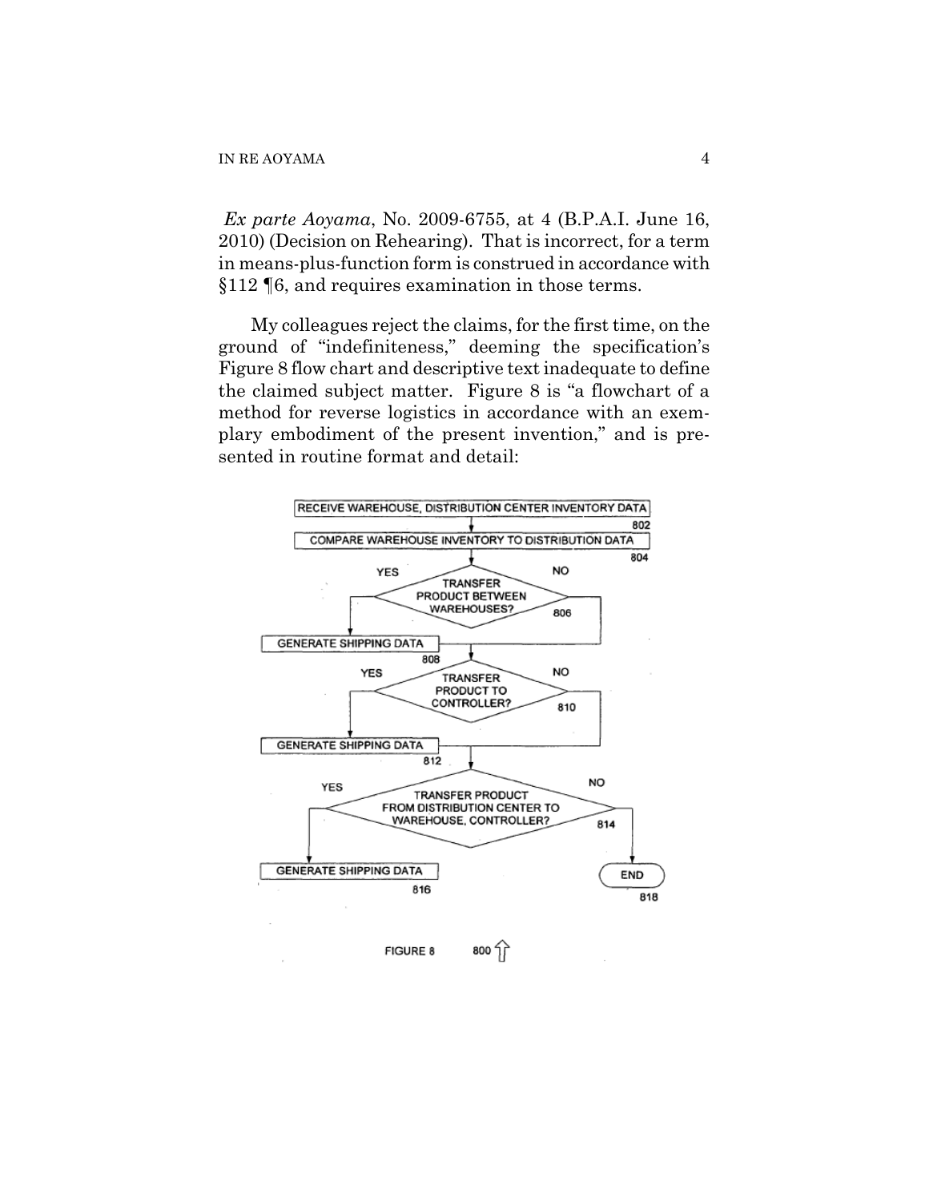*Ex parte Aoyama*, No. 2009-6755, at 4 (B.P.A.I. June 16, 2010) (Decision on Rehearing). That is incorrect, for a term in means-plus-function form is construed in accordance with §112 ¶6, and requires examination in those terms.

My colleagues reject the claims, for the first time, on the ground of "indefiniteness," deeming the specification's Figure 8 flow chart and descriptive text inadequate to define the claimed subject matter. Figure 8 is "a flowchart of a method for reverse logistics in accordance with an exemplary embodiment of the present invention," and is presented in routine format and detail:

RECEIVE WAREHOUSE, DISTRIBUTION CENTER INVENTORY DATA 802

COMPARE WAREHOUSE INVENTORY TO DISTRIBUTION DATA 804

TRANSFER PRODUCT BETWEEN WAREHOUSES? 806 — YES: GENERATE SHIPPING DATA 808; NO

TRANSFER PRODUCT TO CONTROLLER? 810 — YES: GENERATE SHIPPING DATA 812; NO

TRANSFER PRODUCT FROM DISTRIBUTION CENTER TO WAREHOUSE, CONTROLLER? 814 — YES: GENERATE SHIPPING DATA 816; NO: END 818

FIGURE 8 800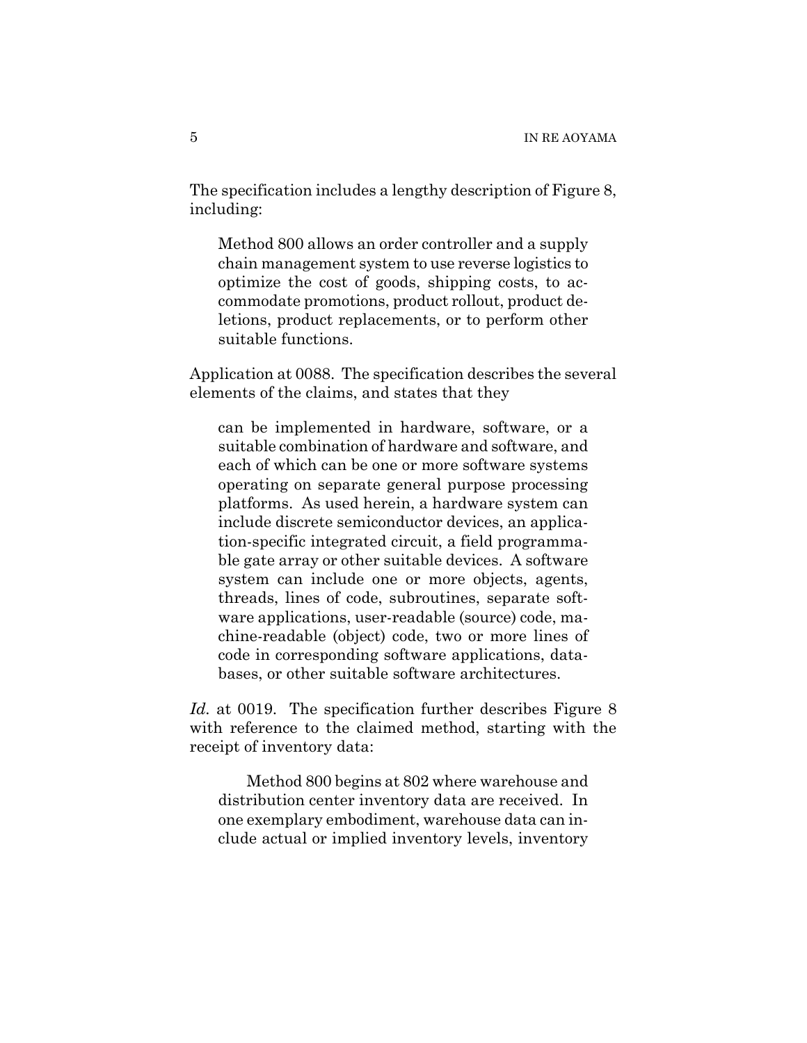The specification includes a lengthy description of Figure 8, including:

> Method 800 allows an order controller and a supply chain management system to use reverse logistics to optimize the cost of goods, shipping costs, to accommodate promotions, product rollout, product deletions, product replacements, or to perform other suitable functions.

Application at 0088. The specification describes the several elements of the claims, and states that they

> can be implemented in hardware, software, or a suitable combination of hardware and software, and each of which can be one or more software systems operating on separate general purpose processing platforms. As used herein, a hardware system can include discrete semiconductor devices, an application-specific integrated circuit, a field programmable gate array or other suitable devices. A software system can include one or more objects, agents, threads, lines of code, subroutines, separate software applications, user-readable (source) code, machine-readable (object) code, two or more lines of code in corresponding software applications, databases, or other suitable software architectures.

*Id.* at 0019. The specification further describes Figure 8 with reference to the claimed method, starting with the receipt of inventory data:

> Method 800 begins at 802 where warehouse and distribution center inventory data are received. In one exemplary embodiment, warehouse data can include actual or implied inventory levels, inventory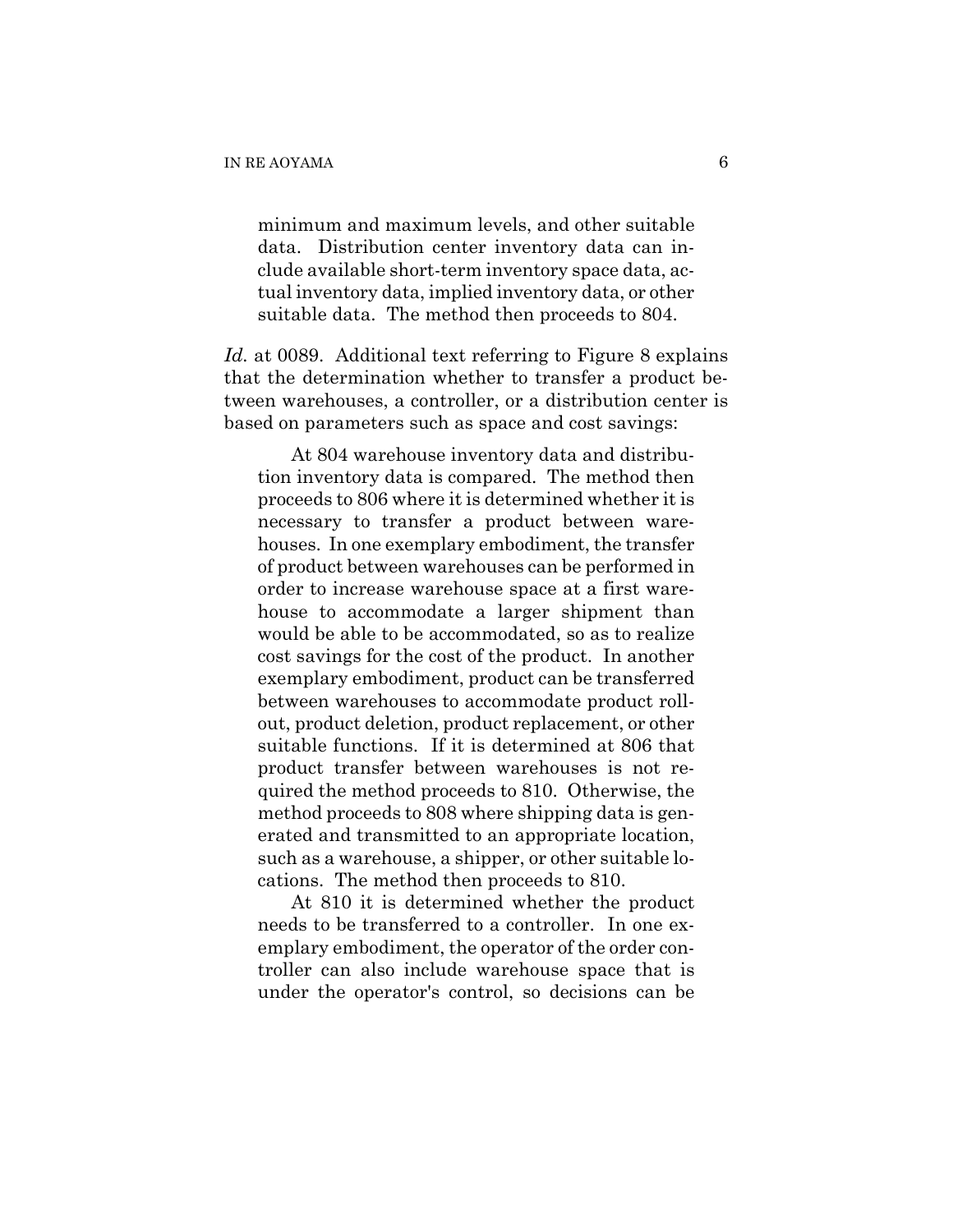> minimum and maximum levels, and other suitable data. Distribution center inventory data can include available short-term inventory space data, actual inventory data, implied inventory data, or other suitable data. The method then proceeds to 804.

*Id.* at 0089. Additional text referring to Figure 8 explains that the determination whether to transfer a product between warehouses, a controller, or a distribution center is based on parameters such as space and cost savings:

> At 804 warehouse inventory data and distribution inventory data is compared. The method then proceeds to 806 where it is determined whether it is necessary to transfer a product between warehouses. In one exemplary embodiment, the transfer of product between warehouses can be performed in order to increase warehouse space at a first warehouse to accommodate a larger shipment than would be able to be accommodated, so as to realize cost savings for the cost of the product. In another exemplary embodiment, product can be transferred between warehouses to accommodate product rollout, product deletion, product replacement, or other suitable functions. If it is determined at 806 that product transfer between warehouses is not required the method proceeds to 810. Otherwise, the method proceeds to 808 where shipping data is generated and transmitted to an appropriate location, such as a warehouse, a shipper, or other suitable locations. The method then proceeds to 810.
>
> At 810 it is determined whether the product needs to be transferred to a controller. In one exemplary embodiment, the operator of the order controller can also include warehouse space that is under the operator's control, so decisions can be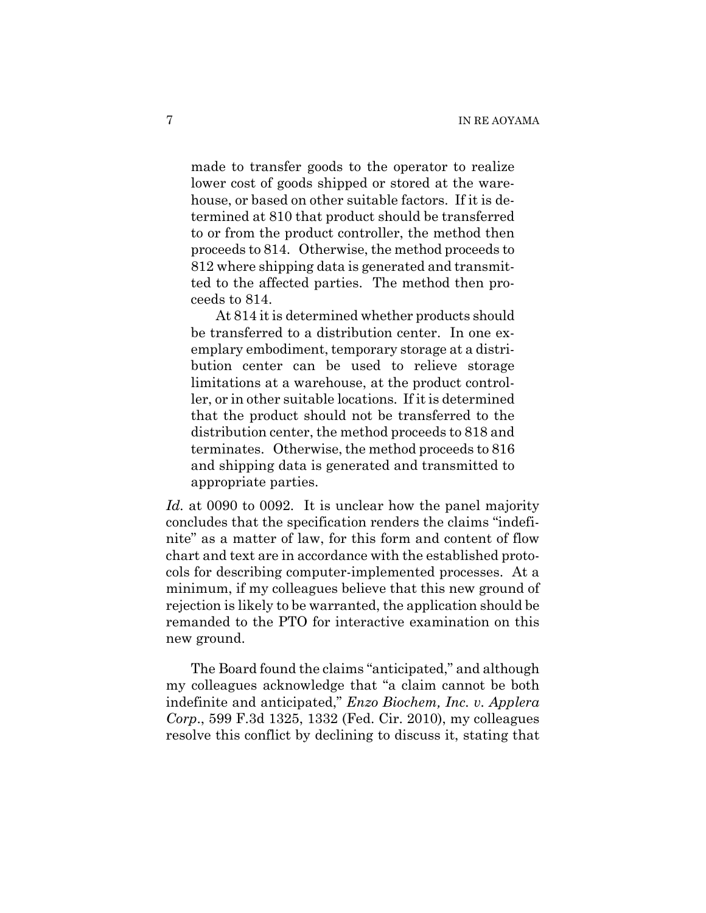> made to transfer goods to the operator to realize lower cost of goods shipped or stored at the warehouse, or based on other suitable factors. If it is determined at 810 that product should be transferred to or from the product controller, the method then proceeds to 814. Otherwise, the method proceeds to 812 where shipping data is generated and transmitted to the affected parties. The method then proceeds to 814.
>
> At 814 it is determined whether products should be transferred to a distribution center. In one exemplary embodiment, temporary storage at a distribution center can be used to relieve storage limitations at a warehouse, at the product controller, or in other suitable locations. If it is determined that the product should not be transferred to the distribution center, the method proceeds to 818 and terminates. Otherwise, the method proceeds to 816 and shipping data is generated and transmitted to appropriate parties.

*Id.* at 0090 to 0092. It is unclear how the panel majority concludes that the specification renders the claims "indefinite" as a matter of law, for this form and content of flow chart and text are in accordance with the established protocols for describing computer-implemented processes. At a minimum, if my colleagues believe that this new ground of rejection is likely to be warranted, the application should be remanded to the PTO for interactive examination on this new ground.

The Board found the claims "anticipated," and although my colleagues acknowledge that "a claim cannot be both indefinite and anticipated," *Enzo Biochem, Inc. v. Applera Corp.*, 599 F.3d 1325, 1332 (Fed. Cir. 2010), my colleagues resolve this conflict by declining to discuss it, stating that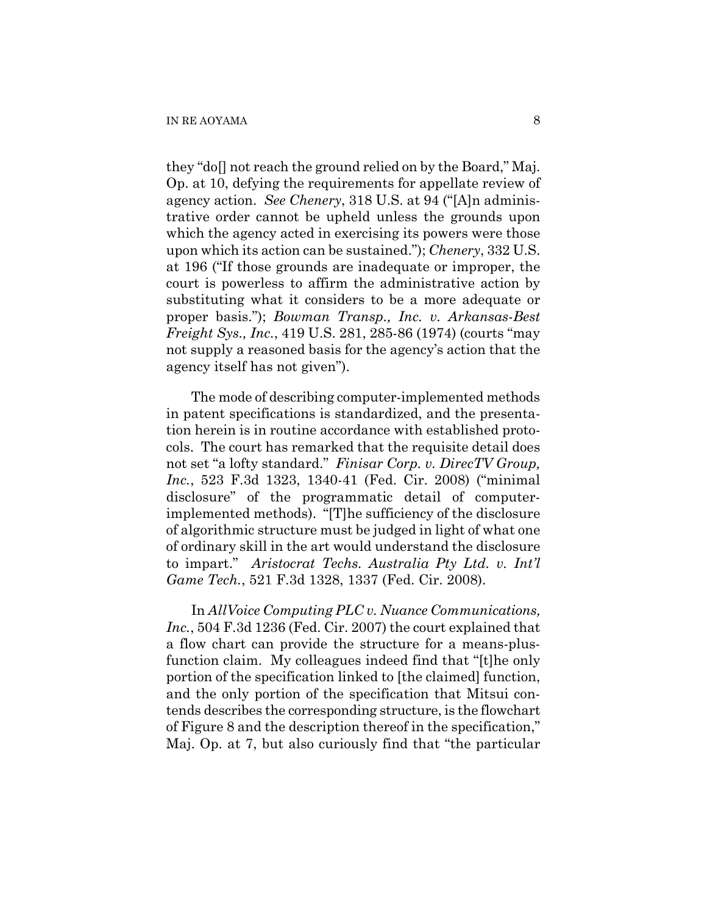they "do[] not reach the ground relied on by the Board," Maj. Op. at 10, defying the requirements for appellate review of agency action. *See Chenery*, 318 U.S. at 94 ("[A]n administrative order cannot be upheld unless the grounds upon which the agency acted in exercising its powers were those upon which its action can be sustained."); *Chenery*, 332 U.S. at 196 ("If those grounds are inadequate or improper, the court is powerless to affirm the administrative action by substituting what it considers to be a more adequate or proper basis."); *Bowman Transp., Inc. v. Arkansas-Best Freight Sys., Inc.*, 419 U.S. 281, 285-86 (1974) (courts "may not supply a reasoned basis for the agency's action that the agency itself has not given").

The mode of describing computer-implemented methods in patent specifications is standardized, and the presentation herein is in routine accordance with established protocols. The court has remarked that the requisite detail does not set "a lofty standard." *Finisar Corp. v. DirecTV Group, Inc.*, 523 F.3d 1323, 1340-41 (Fed. Cir. 2008) ("minimal disclosure" of the programmatic detail of computer-implemented methods). "[T]he sufficiency of the disclosure of algorithmic structure must be judged in light of what one of ordinary skill in the art would understand the disclosure to impart." *Aristocrat Techs. Australia Pty Ltd. v. Int'l Game Tech.*, 521 F.3d 1328, 1337 (Fed. Cir. 2008).

In *AllVoice Computing PLC v. Nuance Communications, Inc.*, 504 F.3d 1236 (Fed. Cir. 2007) the court explained that a flow chart can provide the structure for a means-plus-function claim. My colleagues indeed find that "[t]he only portion of the specification linked to [the claimed] function, and the only portion of the specification that Mitsui contends describes the corresponding structure, is the flowchart of Figure 8 and the description thereof in the specification," Maj. Op. at 7, but also curiously find that "the particular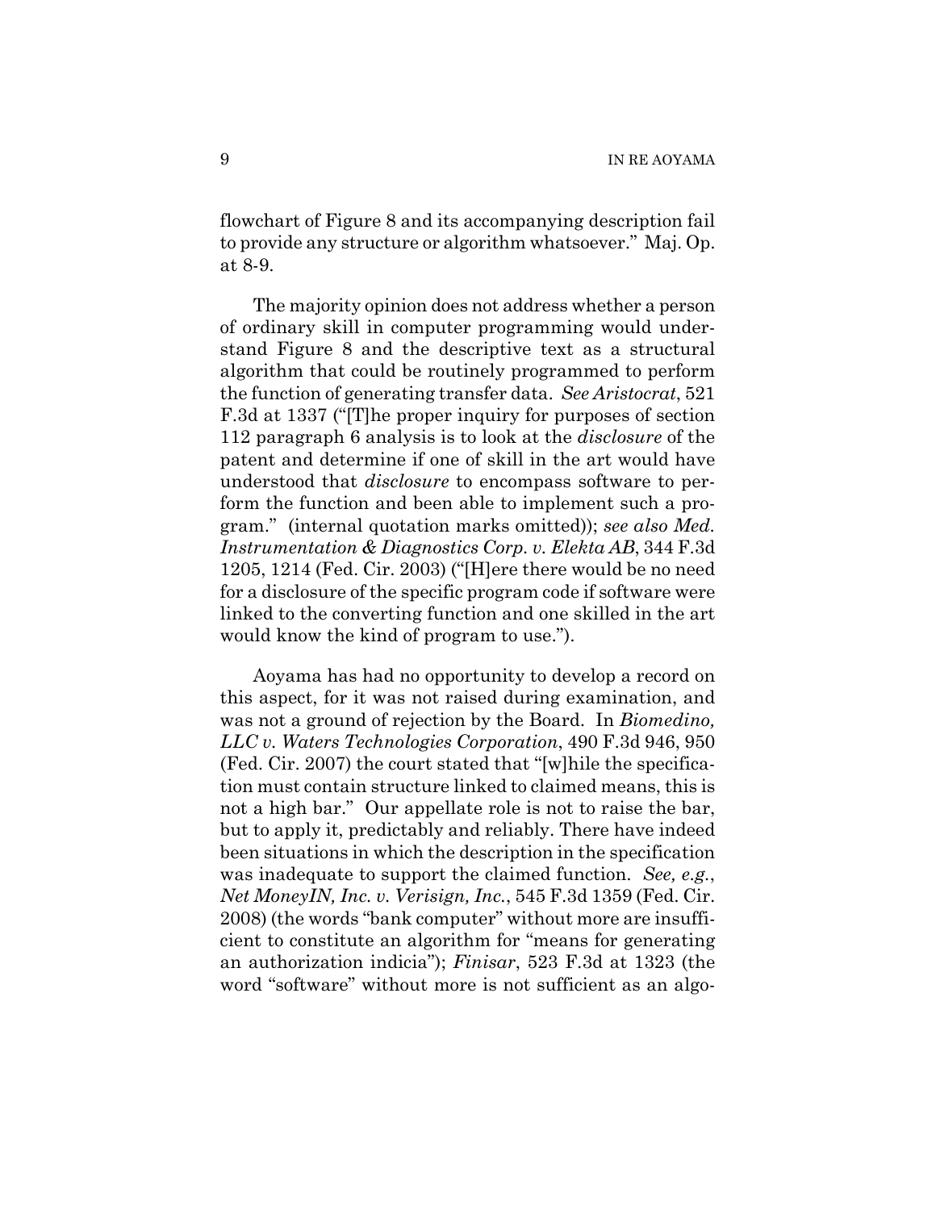flowchart of Figure 8 and its accompanying description fail to provide any structure or algorithm whatsoever." Maj. Op. at 8-9.

The majority opinion does not address whether a person of ordinary skill in computer programming would understand Figure 8 and the descriptive text as a structural algorithm that could be routinely programmed to perform the function of generating transfer data. *See Aristocrat*, 521 F.3d at 1337 ("[T]he proper inquiry for purposes of section 112 paragraph 6 analysis is to look at the *disclosure* of the patent and determine if one of skill in the art would have understood that *disclosure* to encompass software to perform the function and been able to implement such a program." (internal quotation marks omitted)); *see also Med. Instrumentation & Diagnostics Corp. v. Elekta AB*, 344 F.3d 1205, 1214 (Fed. Cir. 2003) ("[H]ere there would be no need for a disclosure of the specific program code if software were linked to the converting function and one skilled in the art would know the kind of program to use.").

Aoyama has had no opportunity to develop a record on this aspect, for it was not raised during examination, and was not a ground of rejection by the Board. In *Biomedino, LLC v. Waters Technologies Corporation*, 490 F.3d 946, 950 (Fed. Cir. 2007) the court stated that "[w]hile the specification must contain structure linked to claimed means, this is not a high bar." Our appellate role is not to raise the bar, but to apply it, predictably and reliably. There have indeed been situations in which the description in the specification was inadequate to support the claimed function. *See, e.g.*, *Net MoneyIN, Inc. v. Verisign, Inc.*, 545 F.3d 1359 (Fed. Cir. 2008) (the words "bank computer" without more are insufficient to constitute an algorithm for "means for generating an authorization indicia"); *Finisar*, 523 F.3d at 1323 (the word "software" without more is not sufficient as an algo-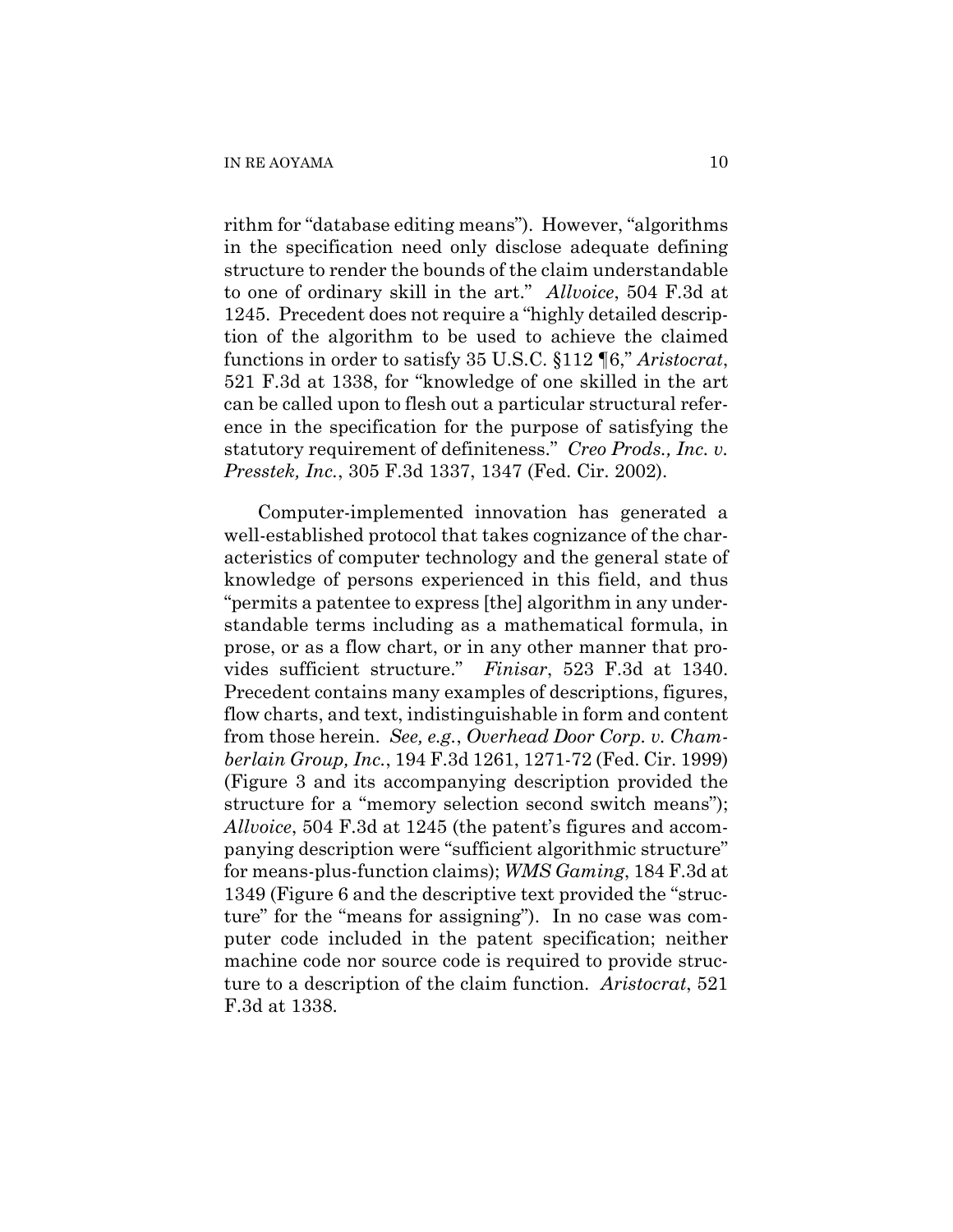rithm for "database editing means"). However, "algorithms in the specification need only disclose adequate defining structure to render the bounds of the claim understandable to one of ordinary skill in the art." *Allvoice*, 504 F.3d at 1245. Precedent does not require a "highly detailed description of the algorithm to be used to achieve the claimed functions in order to satisfy 35 U.S.C. §112 ¶6," *Aristocrat*, 521 F.3d at 1338, for "knowledge of one skilled in the art can be called upon to flesh out a particular structural reference in the specification for the purpose of satisfying the statutory requirement of definiteness." *Creo Prods., Inc. v. Presstek, Inc.*, 305 F.3d 1337, 1347 (Fed. Cir. 2002).

Computer-implemented innovation has generated a well-established protocol that takes cognizance of the characteristics of computer technology and the general state of knowledge of persons experienced in this field, and thus "permits a patentee to express [the] algorithm in any understandable terms including as a mathematical formula, in prose, or as a flow chart, or in any other manner that provides sufficient structure." *Finisar*, 523 F.3d at 1340. Precedent contains many examples of descriptions, figures, flow charts, and text, indistinguishable in form and content from those herein. *See, e.g.*, *Overhead Door Corp. v. Chamberlain Group, Inc.*, 194 F.3d 1261, 1271-72 (Fed. Cir. 1999) (Figure 3 and its accompanying description provided the structure for a "memory selection second switch means"); *Allvoice*, 504 F.3d at 1245 (the patent's figures and accompanying description were "sufficient algorithmic structure" for means-plus-function claims); *WMS Gaming*, 184 F.3d at 1349 (Figure 6 and the descriptive text provided the "structure" for the "means for assigning"). In no case was computer code included in the patent specification; neither machine code nor source code is required to provide structure to a description of the claim function. *Aristocrat*, 521 F.3d at 1338.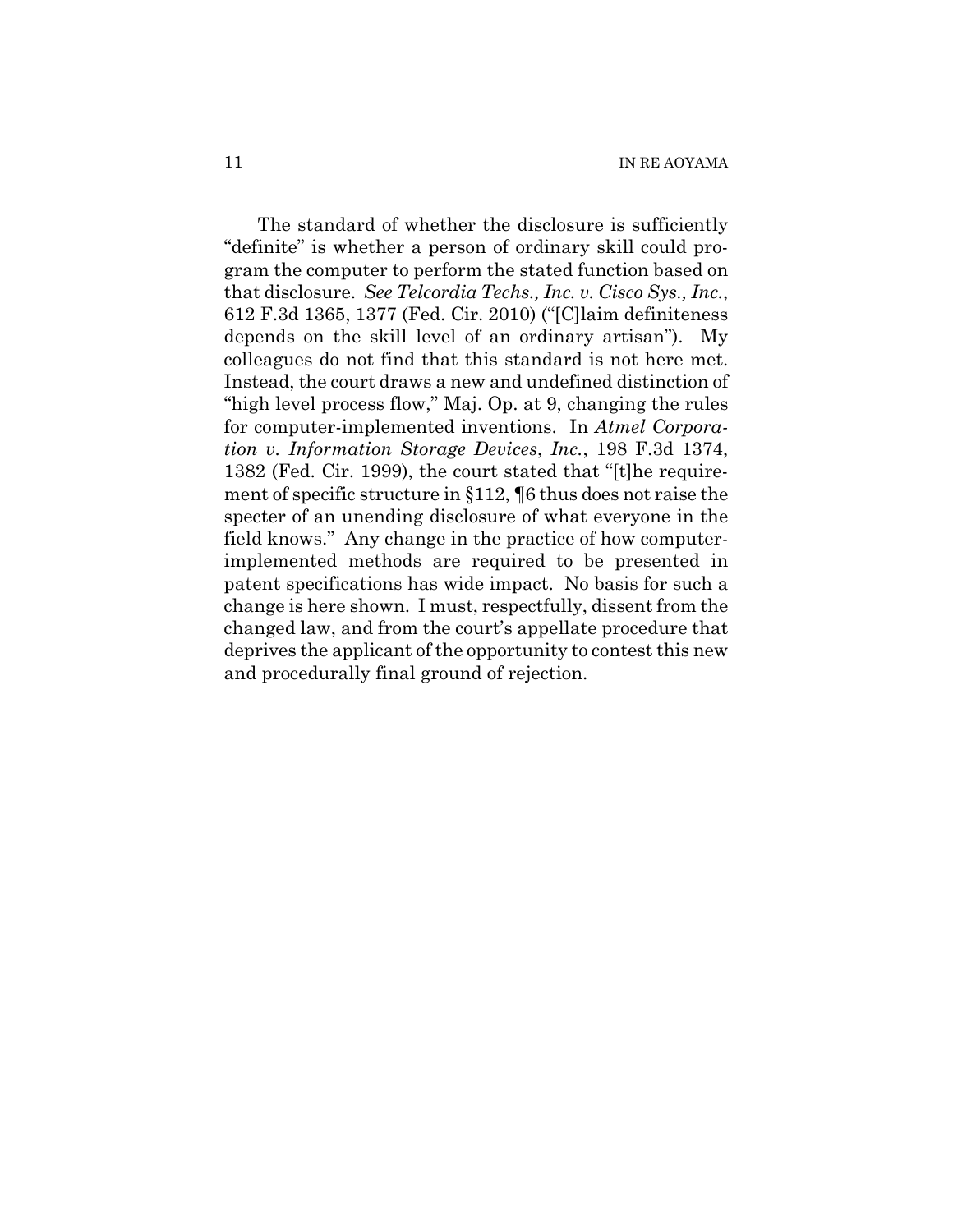The standard of whether the disclosure is sufficiently "definite" is whether a person of ordinary skill could program the computer to perform the stated function based on that disclosure. *See Telcordia Techs., Inc. v. Cisco Sys., Inc.*, 612 F.3d 1365, 1377 (Fed. Cir. 2010) ("[C]laim definiteness depends on the skill level of an ordinary artisan"). My colleagues do not find that this standard is not here met. Instead, the court draws a new and undefined distinction of "high level process flow," Maj. Op. at 9, changing the rules for computer-implemented inventions. In *Atmel Corporation v. Information Storage Devices, Inc.*, 198 F.3d 1374, 1382 (Fed. Cir. 1999), the court stated that "[t]he requirement of specific structure in §112, ¶6 thus does not raise the specter of an unending disclosure of what everyone in the field knows." Any change in the practice of how computer-implemented methods are required to be presented in patent specifications has wide impact. No basis for such a change is here shown. I must, respectfully, dissent from the changed law, and from the court's appellate procedure that deprives the applicant of the opportunity to contest this new and procedurally final ground of rejection.